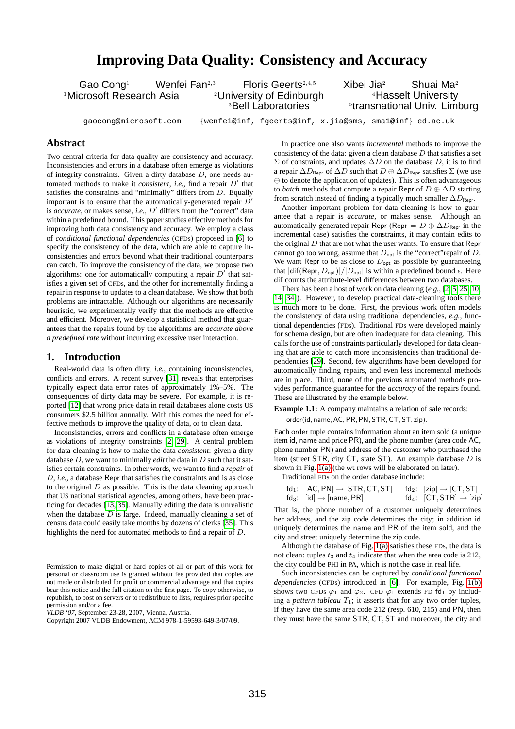# Improving Data Quality: Consistency and Accuracy

Gao Cong[1] Wenfei Fan[2,3] Floris Geerts[2,4,5] Xibei Jia[2] Shuai Ma[2]

[1]Microsoft Research Asia [2]University of Edinburgh [3]Bell Laboratories [4]Hasselt University [5]transnational Univ. Limburg

gaocong@microsoft.com {wenfei@inf, fgeerts@inf, x.jia@sms, sma1@inf}.ed.ac.uk

## Abstract

Two central criteria for data quality are consistency and accuracy. Inconsistencies and errors in a database often emerge as violations of integrity constraints. Given a dirty database $D$, one needs automated methods to make it *consistent*, *i.e.*, find a repair $D'$ that satisfies the constraints and "minimally" differs from $D$. Equally important is to ensure that the automatically-generated repair $D'$ is *accurate*, or makes sense, *i.e.*, $D'$ differs from the "correct" data within a predefined bound. This paper studies effective methods for improving both data consistency and accuracy. We employ a class of *conditional functional dependencies* (CFDs) proposed in [6] to specify the consistency of the data, which are able to capture inconsistencies and errors beyond what their traditional counterparts can catch. To improve the consistency of the data, we propose two algorithms: one for automatically computing a repair $D'$ that satisfies a given set of CFDs, and the other for incrementally finding a repair in response to updates to a clean database. We show that both problems are intractable. Although our algorithms are necessarily heuristic, we experimentally verify that the methods are effective and efficient. Moreover, we develop a statistical method that guarantees that the repairs found by the algorithms are *accurate above a predefined rate* without incurring excessive user interaction.

## 1. Introduction

Real-world data is often dirty, *i.e.*, containing inconsistencies, conflicts and errors. A recent survey [31] reveals that enterprises typically expect data error rates of approximately 1%–5%. The consequences of dirty data may be severe. For example, it is reported [12] that wrong price data in retail databases alone costs US consumers \$2.5 billion annually. With this comes the need for effective methods to improve the quality of data, or to clean data.

Inconsistencies, errors and conflicts in a database often emerge as violations of integrity constraints [2, 29]. A central problem for data cleaning is how to make the data *consistent*: given a dirty database $D$, we want to minimally *edit* the data in $D$ such that it satisfies certain constraints. In other words, we want to find a *repair* of $D$, *i.e.*, a database Repr that satisfies the constraints and is as close to the original $D$ as possible. This is the data cleaning approach that US national statistical agencies, among others, have been practicing for decades [13, 35]. Manually editing the data is unrealistic when the database $D$ is large. Indeed, manually cleaning a set of census data could easily take months by dozens of clerks [35]. This highlights the need for automated methods to find a repair of $D$.

In practice one also wants *incremental* methods to improve the consistency of the data: given a clean database $D$ that satisfies a set $\Sigma$ of constraints, and updates $\Delta D$ on the database $D$, it is to find a repair $\Delta D_{\mathsf{Repr}}$ of $\Delta D$ such that $D \oplus \Delta D_{\mathsf{Repr}}$ satisfies $\Sigma$ (we use $\oplus$ to denote the application of updates). This is often advantageous to *batch* methods that compute a repair Repr of $D \oplus \Delta D$ starting from scratch instead of finding a typically much smaller $\Delta D_{\mathsf{Repr}}$.

Another important problem for data cleaning is how to guarantee that a repair is *accurate*, or makes sense. Although an automatically-generated repair Repr (Repr $= D \oplus \Delta D_{\mathsf{Repr}}$ in the incremental case) satisfies the constraints, it may contain edits to the original $D$ that are not what the user wants. To ensure that Repr cannot go too wrong, assume that $D_{\mathsf{opt}}$ is the "correct" repair of $D$. We want Repr to be as close to $D_{\mathsf{opt}}$ as possible by guaranteeing that $|\mathsf{dif}(\mathsf{Repr}, D_{\mathsf{opt}})|/|D_{\mathsf{opt}}|$ is within a predefined bound $\epsilon$. Here dif counts the attribute-level differences between two databases.

There has been a host of work on data cleaning (*e.g.*, [2, 5, 25, 10, 14, 34]). However, to develop practical data-cleaning tools there is much more to be done. First, the previous work often models the consistency of data using traditional dependencies, *e.g.*, functional dependencies (FDs). Traditional FDs were developed mainly for schema design, but are often inadequate for data cleaning. This calls for the use of constraints particularly developed for data cleaning that are able to catch more inconsistencies than traditional dependencies [29]. Second, few algorithms have been developed for automatically finding repairs, and even less incremental methods are in place. Third, none of the previous automated methods provides performance guarantee for the *accuracy* of the repairs found. These are illustrated by the example below.

**Example 1.1:** A company maintains a relation of sale records:

order(id, name, AC, PR, PN, STR, CT, ST, zip).

Each order tuple contains information about an item sold (a unique item id, name and price PR), and the phone number (area code AC, phone number PN) and address of the customer who purchased the item (street STR, city CT, state ST). An example database $D$ is shown in Fig. 1(a) (the wt rows will be elaborated on later).

Traditional FDs on the order database include:

$\mathsf{fd}_1$: [AC, PN] → [STR, CT, ST]  $\mathsf{fd}_2$: [zip] → [CT, ST]
$\mathsf{fd}_3$: [id] → [name, PR]  $\mathsf{fd}_4$: [CT, STR] → [zip]

That is, the phone number of a customer uniquely determines her address, and the zip code determines the city; in addition id uniquely determines the name and PR of the item sold, and the city and street uniquely determine the zip code.

Although the database of Fig. 1(a) satisfies these FDs, the data is not clean: tuples $t_3$ and $t_4$ indicate that when the area code is 212, the city could be PHI in PA, which is not the case in real life.

Such inconsistencies can be captured by *conditional functional dependencies* (CFDs) introduced in [6]. For example, Fig. 1(b) shows two CFDs $\varphi_1$ and $\varphi_2$. CFD $\varphi_1$ extends FD $\mathsf{fd}_1$ by including a *pattern tableau* $T_1$; it asserts that for any two order tuples, if they have the same area code 212 (resp. 610, 215) and PN, then they must have the same STR, CT, ST and moreover, the city and

Permission to make digital or hard copies of all or part of this work for personal or classroom use is granted without fee provided that copies are not made or distributed for profit or commercial advantage and that copies bear this notice and the full citation on the first page. To copy otherwise, to republish, to post on servers or to redistribute to lists, requires prior specific permission and/or a fee.
*VLDB '07*, September 23-28, 2007, Vienna, Austria.
Copyright 2007 VLDB Endowment, ACM 978-1-59593-649-3/07/09.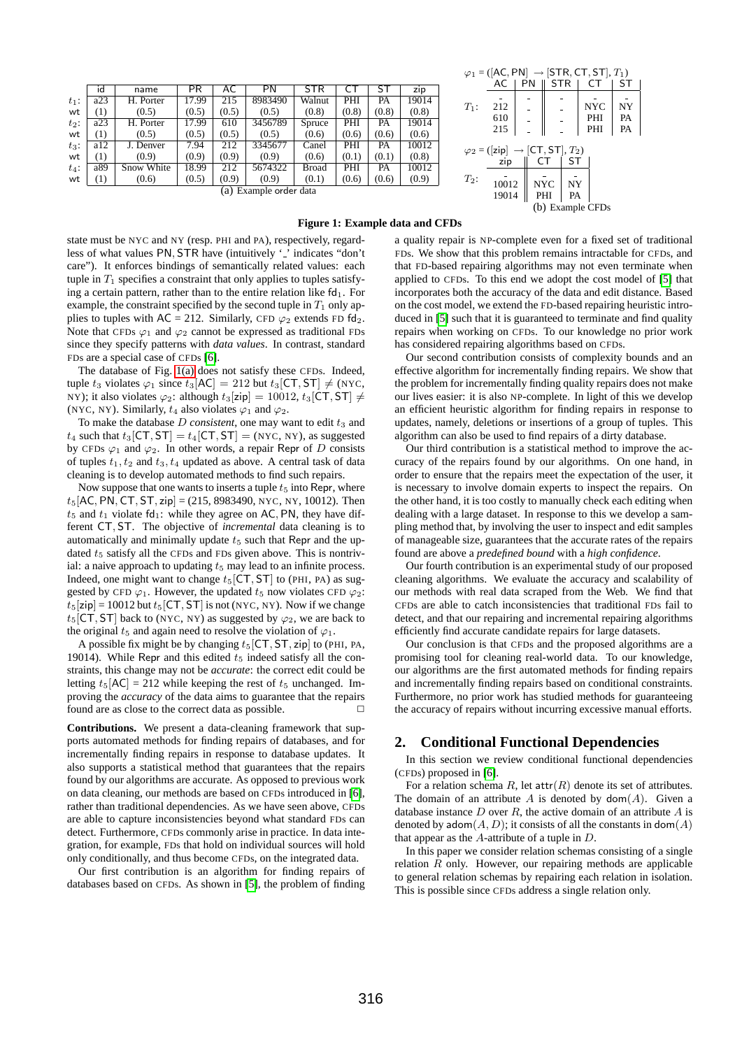|  | id | name | PR | AC | PN | STR | CT | ST | zip |
|---|---|---|---|---|---|---|---|---|---|
| $t_1$: | a23 | H. Porter | 17.99 | 215 | 8983490 | Walnut | PHI | PA | 19014 |
| wt | (1) | (0.5) | (0.5) | (0.5) | (0.5) | (0.8) | (0.8) | (0.8) | (0.8) |
| $t_2$: | a23 | H. Porter | 17.99 | 610 | 3456789 | Spruce | PHI | PA | 19014 |
| wt | (1) | (0.5) | (0.5) | (0.5) | (0.5) | (0.6) | (0.6) | (0.6) | (0.6) |
| $t_3$: | a12 | J. Denver | 7.94 | 212 | 3345677 | Canel | PHI | PA | 10012 |
| wt | (1) | (0.9) | (0.9) | (0.9) | (0.9) | (0.6) | (0.1) | (0.1) | (0.8) |
| $t_4$: | a89 | Snow White | 18.99 | 212 | 5674322 | Broad | PHI | PA | 10012 |
| wt | (1) | (0.6) | (0.5) | (0.9) | (0.9) | (0.1) | (0.6) | (0.6) | (0.9) |

(a) Example order data

$\varphi_1$ = ([AC, PN] $\rightarrow$ [STR, CT, ST], $T_1$)

|  | AC | PN | STR | CT | ST |
|---|---|---|---|---|---|
| $T_1$: | _ | _ | _ | _ | _ |
|  | 212 | _ | _ | NYC | NY |
|  | 610 | _ | _ | PHI | PA |
|  | 215 | _ | _ | PHI | PA |

$\varphi_2$ = ([zip] $\rightarrow$ [CT, ST], $T_2$)

|  | zip | CT | ST |
|---|---|---|---|
| $T_2$: | _ | _ | _ |
|  | 10012 | NYC | NY |
|  | 19014 | PHI | PA |

(b) Example CFDs

**Figure 1: Example data and CFDs**

state must be NYC and NY (resp. PHI and PA), respectively, regardless of what values PN, STR have (intuitively '_' indicates "don't care"). It enforces bindings of semantically related values: each tuple in $T_1$ specifies a constraint that only applies to tuples satisfying a certain pattern, rather than to the entire relation like $\mathsf{fd}_1$. For example, the constraint specified by the second tuple in $T_1$ only applies to tuples with AC = 212. Similarly, CFD $\varphi_2$ extends FD $\mathsf{fd}_2$. Note that CFDs $\varphi_1$ and $\varphi_2$ cannot be expressed as traditional FDs since they specify patterns with *data values*. In contrast, standard FDs are a special case of CFDs [6].

The database of Fig. 1(a) does not satisfy these CFDs. Indeed, tuple $t_3$ violates $\varphi_1$ since $t_3$[AC] = 212 but $t_3$[CT, ST] $\neq$ (NYC, NY); it also violates $\varphi_2$: although $t_3$[zip] = 10012, $t_3$[CT, ST] $\neq$ (NYC, NY). Similarly, $t_4$ also violates $\varphi_1$ and $\varphi_2$.

To make the database $D$ *consistent*, one may want to edit $t_3$ and $t_4$ such that $t_3$[CT, ST] = $t_4$[CT, ST] = (NYC, NY), as suggested by CFDs $\varphi_1$ and $\varphi_2$. In other words, a repair Repr of $D$ consists of tuples $t_1, t_2$ and $t_3, t_4$ updated as above. A central task of data cleaning is to develop automated methods to find such repairs.

Now suppose that one wants to inserts a tuple $t_5$ into Repr, where $t_5$[AC, PN, CT, ST, zip] = (215, 8983490, NYC, NY, 10012). Then $t_5$ and $t_1$ violate $\mathsf{fd}_1$: while they agree on AC, PN, they have different CT, ST. The objective of *incremental* data cleaning is to automatically and minimally update $t_5$ such that Repr and the updated $t_5$ satisfy all the CFDs and FDs given above. This is nontrivial: a naive approach to updating $t_5$ may lead to an infinite process. Indeed, one might want to change $t_5$[CT, ST] to (PHI, PA) as suggested by CFD $\varphi_1$. However, the updated $t_5$ now violates CFD $\varphi_2$: $t_5$[zip] = 10012 but $t_5$[CT, ST] is not (NYC, NY). Now if we change $t_5$[CT, ST] back to (NYC, NY) as suggested by $\varphi_2$, we are back to the original $t_5$ and again need to resolve the violation of $\varphi_1$.

A possible fix might be by changing $t_5$[CT, ST, zip] to (PHI, PA, 19014). While Repr and this edited $t_5$ indeed satisfy all the constraints, this change may not be *accurate*: the correct edit could be letting $t_5$[AC] = 212 while keeping the rest of $t_5$ unchanged. Improving the *accuracy* of the data aims to guarantee that the repairs found are as close to the correct data as possible. □

**Contributions.** We present a data-cleaning framework that supports automated methods for finding repairs of databases, and for incrementally finding repairs in response to database updates. It also supports a statistical method that guarantees that the repairs found by our algorithms are accurate. As opposed to previous work on data cleaning, our methods are based on CFDs introduced in [6], rather than traditional dependencies. As we have seen above, CFDs are able to capture inconsistencies beyond what standard FDs can detect. Furthermore, CFDs commonly arise in practice. In data integration, for example, FDs that hold on individual sources will hold only conditionally, and thus become CFDs, on the integrated data.

Our first contribution is an algorithm for finding repairs of databases based on CFDs. As shown in [5], the problem of finding a quality repair is NP-complete even for a fixed set of traditional FDs. We show that this problem remains intractable for CFDs, and that FD-based repairing algorithms may not even terminate when applied to CFDs. To this end we adopt the cost model of [5] that incorporates both the accuracy of the data and edit distance. Based on the cost model, we extend the FD-based repairing heuristic introduced in [5] such that it is guaranteed to terminate and find quality repairs when working on CFDs. To our knowledge no prior work has considered repairing algorithms based on CFDs.

Our second contribution consists of complexity bounds and an effective algorithm for incrementally finding repairs. We show that the problem for incrementally finding quality repairs does not make our lives easier: it is also NP-complete. In light of this we develop an efficient heuristic algorithm for finding repairs in response to updates, namely, deletions or insertions of a group of tuples. This algorithm can also be used to find repairs of a dirty database.

Our third contribution is a statistical method to improve the accuracy of the repairs found by our algorithms. On one hand, in order to ensure that the repairs meet the expectation of the user, it is necessary to involve domain experts to inspect the repairs. On the other hand, it is too costly to manually check each editing when dealing with a large dataset. In response to this we develop a sampling method that, by involving the user to inspect and edit samples of manageable size, guarantees that the accurate rates of the repairs found are above a *predefined bound* with a *high confidence*.

Our fourth contribution is an experimental study of our proposed cleaning algorithms. We evaluate the accuracy and scalability of our methods with real data scraped from the Web. We find that CFDs are able to catch inconsistencies that traditional FDs fail to detect, and that our repairing and incremental repairing algorithms efficiently find accurate candidate repairs for large datasets.

Our conclusion is that CFDs and the proposed algorithms are a promising tool for cleaning real-world data. To our knowledge, our algorithms are the first automated methods for finding repairs and incrementally finding repairs based on conditional constraints. Furthermore, no prior work has studied methods for guaranteeing the accuracy of repairs without incurring excessive manual efforts.

## 2. Conditional Functional Dependencies

In this section we review conditional functional dependencies (CFDs) proposed in [6].

For a relation schema $R$, let $\mathsf{attr}(R)$ denote its set of attributes. The domain of an attribute $A$ is denoted by $\mathsf{dom}(A)$. Given a database instance $D$ over $R$, the active domain of an attribute $A$ is denoted by $\mathsf{adom}(A, D)$; it consists of all the constants in $\mathsf{dom}(A)$ that appear as the $A$-attribute of a tuple in $D$.

In this paper we consider relation schemas consisting of a single relation $R$ only. However, our repairing methods are applicable to general relation schemas by repairing each relation in isolation. This is possible since CFDs address a single relation only.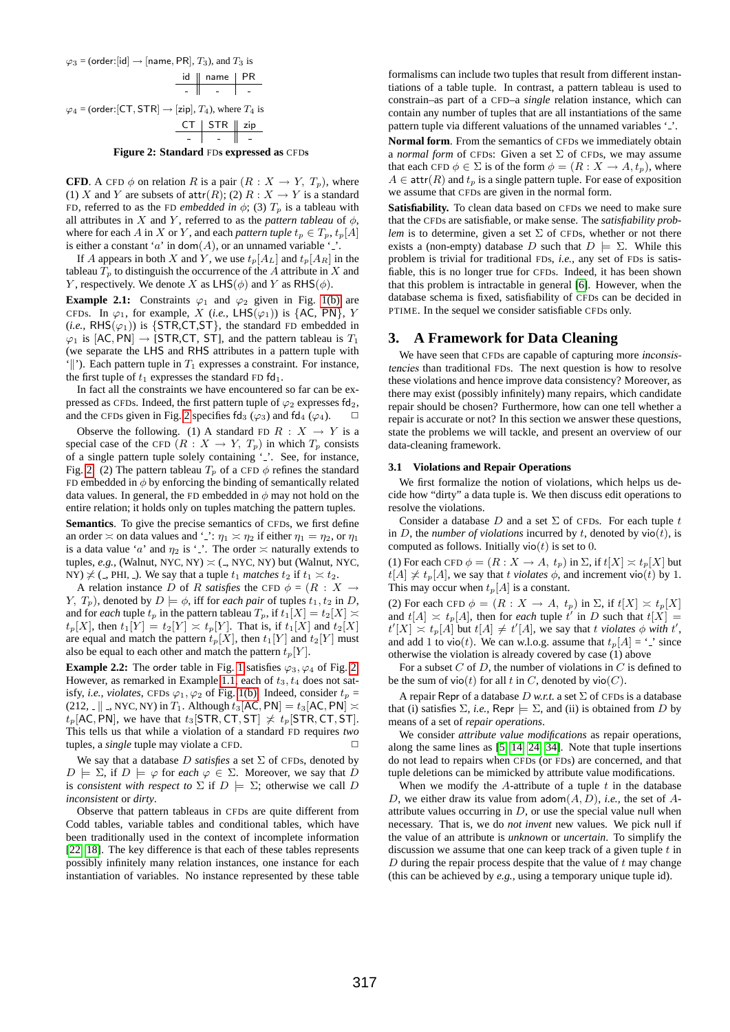$\varphi_3$ = (order:[id] → [name, PR], $T_3$), and $T_3$ is

| id | name | PR |
|---|---|---|
| _ | _ | _ |

$\varphi_4$ = (order:[CT, STR] → [zip], $T_4$), where $T_4$ is

| CT | STR | zip |
|---|---|---|
| _ | _ | _ |

**Figure 2: Standard FDs expressed as CFDs**

**CFD**. A CFD $\phi$ on relation $R$ is a pair $(R : X \to Y,\ T_p)$, where (1) $X$ and $Y$ are subsets of $\mathsf{attr}(R)$; (2) $R : X \to Y$ is a standard FD, referred to as the FD *embedded in* $\phi$; (3) $T_p$ is a tableau with all attributes in $X$ and $Y$, referred to as the *pattern tableau* of $\phi$, where for each $A$ in $X$ or $Y$, and each *pattern tuple* $t_p \in T_p$, $t_p[A]$ is either a constant '$a$' in $\mathsf{dom}(A)$, or an unnamed variable '_'.

If $A$ appears in both $X$ and $Y$, we use $t_p[A_L]$ and $t_p[A_R]$ in the tableau $T_p$ to distinguish the occurrence of the $A$ attribute in $X$ and $Y$, respectively. We denote $X$ as $\mathsf{LHS}(\phi)$ and $Y$ as $\mathsf{RHS}(\phi)$.

**Example 2.1:** Constraints $\varphi_1$ and $\varphi_2$ given in Fig. 1(b) are CFDs. In $\varphi_1$, for example, $X$ (*i.e.*, $\mathsf{LHS}(\varphi_1)$) is {AC, PN}, $Y$ (*i.e.*, $\mathsf{RHS}(\varphi_1)$) is {STR,CT,ST}, the standard FD embedded in $\varphi_1$ is [AC, PN] → [STR,CT, ST], and the pattern tableau is $T_1$ (we separate the LHS and RHS attributes in a pattern tuple with '‖'). Each pattern tuple in $T_1$ expresses a constraint. For instance, the first tuple of $t_1$ expresses the standard FD $\mathsf{fd}_1$.

In fact all the constraints we have encountered so far can be expressed as CFDs. Indeed, the first pattern tuple of $\varphi_2$ expresses $\mathsf{fd}_2$, and the CFDs given in Fig. 2 specifies $\mathsf{fd}_3$ ($\varphi_3$) and $\mathsf{fd}_4$ ($\varphi_4$). □

Observe the following. (1) A standard FD $R : X \to Y$ is a special case of the CFD $(R : X \to Y,\ T_p)$ in which $T_p$ consists of a single pattern tuple solely containing '_'. See, for instance, Fig. 2. (2) The pattern tableau $T_p$ of a CFD $\phi$ refines the standard FD embedded in $\phi$ by enforcing the binding of semantically related data values. In general, the FD embedded in $\phi$ may not hold on the entire relation; it holds only on tuples matching the pattern tuples.

**Semantics**. To give the precise semantics of CFDs, we first define an order $\asymp$ on data values and '_': $\eta_1 \asymp \eta_2$ if either $\eta_1 = \eta_2$, or $\eta_1$ is a data value '$a$' and $\eta_2$ is '_'. The order $\asymp$ naturally extends to tuples, *e.g.*, (Walnut, NYC, NY) $\asymp$ (_, NYC, NY) but (Walnut, NYC, NY) $\not\asymp$ (_, PHI, _). We say that a tuple $t_1$ *matches* $t_2$ if $t_1 \asymp t_2$.

A relation instance $D$ of $R$ *satisfies* the CFD $\phi = (R : X \to Y,\ T_p)$, denoted by $D \models \phi$, iff for *each pair* of tuples $t_1, t_2$ in $D$, and for *each* tuple $t_p$ in the pattern tableau $T_p$, if $t_1[X] = t_2[X] \asymp t_p[X]$, then $t_1[Y] = t_2[Y] \asymp t_p[Y]$. That is, if $t_1[X]$ and $t_2[X]$ are equal and match the pattern $t_p[X]$, then $t_1[Y]$ and $t_2[Y]$ must also be equal to each other and match the pattern $t_p[Y]$.

**Example 2.2:** The order table in Fig. 1 satisfies $\varphi_3, \varphi_4$ of Fig. 2. However, as remarked in Example 1.1, each of $t_3, t_4$ does not satisfy, *i.e.*, *violates*, CFDs $\varphi_1, \varphi_2$ of Fig. 1(b). Indeed, consider $t_p$ = (212, _ ‖ _, NYC, NY) in $T_1$. Although $t_3$[AC, PN] = $t_3$[AC, PN] $\asymp$ $t_p$[AC, PN], we have that $t_3$[STR, CT, ST] $\not\asymp$ $t_p$[STR, CT, ST]. This tells us that while a violation of a standard FD requires *two* tuples, a *single* tuple may violate a CFD. □

We say that a database $D$ *satisfies* a set $\Sigma$ of CFDs, denoted by $D \models \Sigma$, if $D \models \varphi$ for *each* $\varphi \in \Sigma$. Moreover, we say that $D$ is *consistent with respect to* $\Sigma$ if $D \models \Sigma$; otherwise we call $D$ *inconsistent* or *dirty*.

Observe that pattern tableaus in CFDs are quite different from Codd tables, variable tables and conditional tables, which have been traditionally used in the context of incomplete information [22, 18]. The key difference is that each of these tables represents possibly infinitely many relation instances, one instance for each instantiation of variables. No instance represented by these table formalisms can include two tuples that result from different instantiations of a table tuple. In contrast, a pattern tableau is used to constrain–as part of a CFD–a *single* relation instance, which can contain any number of tuples that are all instantiations of the same pattern tuple via different valuations of the unnamed variables '_'.

**Normal form**. From the semantics of CFDs we immediately obtain a *normal form* of CFDs: Given a set $\Sigma$ of CFDs, we may assume that each CFD $\phi \in \Sigma$ is of the form $\phi = (R : X \to A, t_p)$, where $A \in \mathsf{attr}(R)$ and $t_p$ is a single pattern tuple. For ease of exposition we assume that CFDs are given in the normal form.

**Satisfiability.** To clean data based on CFDs we need to make sure that the CFDs are satisfiable, or make sense. The *satisfiability problem* is to determine, given a set $\Sigma$ of CFDs, whether or not there exists a (non-empty) database $D$ such that $D \models \Sigma$. While this problem is trivial for traditional FDs, *i.e.*, any set of FDs is satisfiable, this is no longer true for CFDs. Indeed, it has been shown that this problem is intractable in general [6]. However, when the database schema is fixed, satisfiability of CFDs can be decided in PTIME. In the sequel we consider satisfiable CFDs only.

## 3. A Framework for Data Cleaning

We have seen that CFDs are capable of capturing more *inconsistencies* than traditional FDs. The next question is how to resolve these violations and hence improve data consistency? Moreover, as there may exist (possibly infinitely) many repairs, which candidate repair should be chosen? Furthermore, how can one tell whether a repair is accurate or not? In this section we answer these questions, state the problems we will tackle, and present an overview of our data-cleaning framework.

### 3.1 Violations and Repair Operations

We first formalize the notion of violations, which helps us decide how "dirty" a data tuple is. We then discuss edit operations to resolve the violations.

Consider a database $D$ and a set $\Sigma$ of CFDs. For each tuple $t$ in $D$, the *number of violations* incurred by $t$, denoted by $\mathsf{vio}(t)$, is computed as follows. Initially $\mathsf{vio}(t)$ is set to 0.

(1) For each CFD $\phi = (R : X \to A,\ t_p)$ in $\Sigma$, if $t[X] \asymp t_p[X]$ but $t[A] \not\asymp t_p[A]$, we say that $t$ *violates* $\phi$, and increment $\mathsf{vio}(t)$ by 1. This may occur when $t_p[A]$ is a constant.

(2) For each CFD $\phi = (R : X \to A,\ t_p)$ in $\Sigma$, if $t[X] \asymp t_p[X]$ and $t[A] \asymp t_p[A]$, then for *each* tuple $t'$ in $D$ such that $t[X] = t'[X] \asymp t_p[A]$ but $t[A] \neq t'[A]$, we say that $t$ *violates* $\phi$ *with* $t'$, and add 1 to $\mathsf{vio}(t)$. We can w.l.o.g. assume that $t_p[A]$ = '_' since otherwise the violation is already covered by case (1) above

For a subset $C$ of $D$, the number of violations in $C$ is defined to be the sum of $\mathsf{vio}(t)$ for all $t$ in $C$, denoted by $\mathsf{vio}(C)$.

A repair $\mathsf{Repr}$ of a database $D$ *w.r.t.* a set $\Sigma$ of CFDs is a database that (i) satisfies $\Sigma$, *i.e.*, $\mathsf{Repr} \models \Sigma$, and (ii) is obtained from $D$ by means of a set of *repair operations*.

We consider *attribute value modifications* as repair operations, along the same lines as [5, 14, 24, 34]. Note that tuple insertions do not lead to repairs when CFDs (or FDs) are concerned, and that tuple deletions can be mimicked by attribute value modifications.

When we modify the $A$-attribute of a tuple $t$ in the database $D$, we either draw its value from $\mathsf{adom}(A, D)$, *i.e.*, the set of $A$-attribute values occurring in $D$, or use the special value null when necessary. That is, we do *not invent* new values. We pick null if the value of an attribute is *unknown* or *uncertain*. To simplify the discussion we assume that one can keep track of a given tuple $t$ in $D$ during the repair process despite that the value of $t$ may change (this can be achieved by *e.g.*, using a temporary unique tuple id).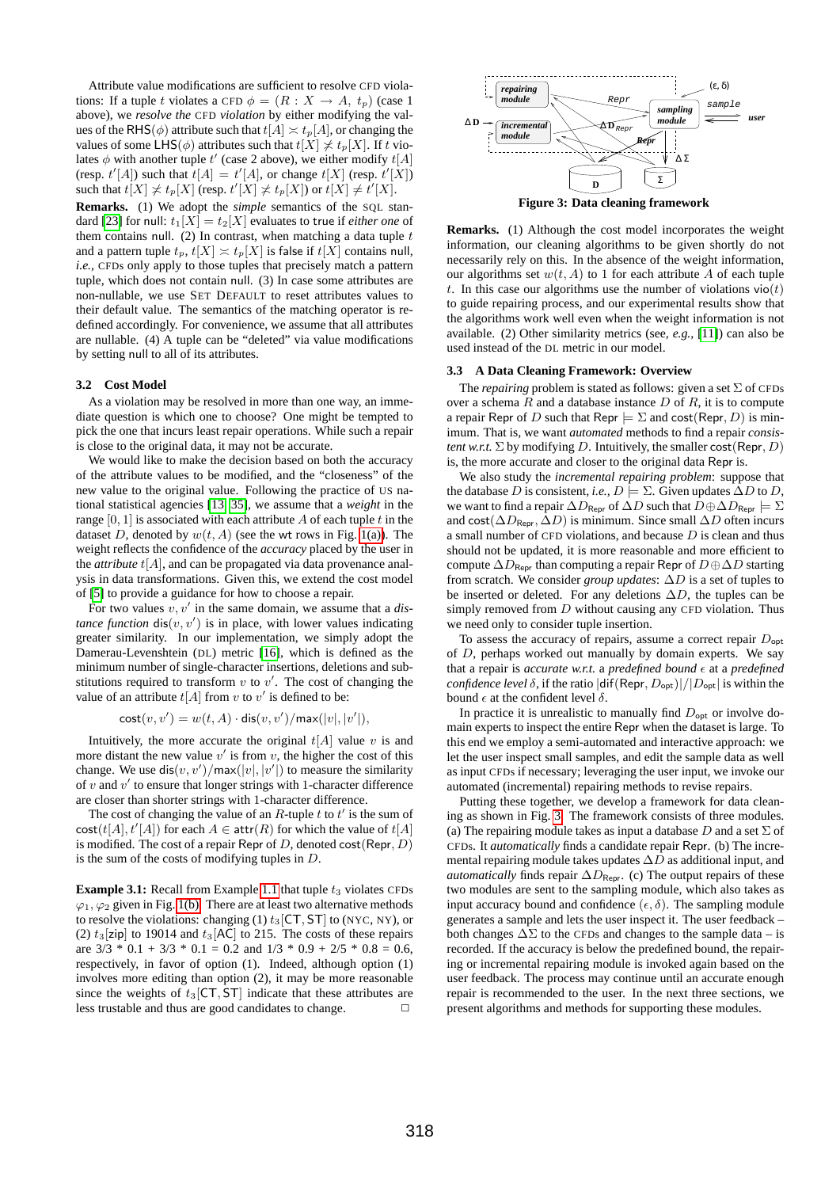Attribute value modifications are sufficient to resolve CFD violations: If a tuple $t$ violates a CFD $\phi = (R: X \rightarrow A,\ t_p)$ (case 1 above), we *resolve the* CFD *violation* by either modifying the values of the RHS($\phi$) attribute such that $t[A] \asymp t_p[A]$, or changing the values of some LHS($\phi$) attributes such that $t[X] \not\asymp t_p[X]$. If $t$ violates $\phi$ with another tuple $t'$ (case 2 above), we either modify $t[A]$ (resp. $t'[A]$) such that $t[A] = t'[A]$, or change $t[X]$ (resp. $t'[X]$) such that $t[X] \not\asymp t_p[X]$ (resp. $t'[X] \not\asymp t_p[X]$) or $t[X] \neq t'[X]$.

**Remarks.** (1) We adopt the *simple* semantics of the SQL standard [23] for null: $t_1[X] = t_2[X]$ evaluates to true if *either one* of them contains null. (2) In contrast, when matching a data tuple $t$ and a pattern tuple $t_p$, $t[X] \asymp t_p[X]$ is false if $t[X]$ contains null, *i.e.*, CFDs only apply to those tuples that precisely match a pattern tuple, which does not contain null. (3) In case some attributes are non-nullable, we use SET DEFAULT to reset attributes values to their default value. The semantics of the matching operator is redefined accordingly. For convenience, we assume that all attributes are nullable. (4) A tuple can be "deleted" via value modifications by setting null to all of its attributes.

### 3.2 Cost Model

As a violation may be resolved in more than one way, an immediate question is which one to choose? One might be tempted to pick the one that incurs least repair operations. While such a repair is close to the original data, it may not be accurate.

We would like to make the decision based on both the accuracy of the attribute values to be modified, and the "closeness" of the new value to the original value. Following the practice of US national statistical agencies [13, 35], we assume that a *weight* in the range $[0, 1]$ is associated with each attribute $A$ of each tuple $t$ in the dataset $D$, denoted by $w(t, A)$ (see the wt rows in Fig. 1(a)). The weight reflects the confidence of the *accuracy* placed by the user in the *attribute* $t[A]$, and can be propagated via data provenance analysis in data transformations. Given this, we extend the cost model of [5] to provide a guidance for how to choose a repair.

For two values $v, v'$ in the same domain, we assume that a *distance function* $\mathsf{dis}(v, v')$ is in place, with lower values indicating greater similarity. In our implementation, we simply adopt the Damerau-Levenshtein (DL) metric [16], which is defined as the minimum number of single-character insertions, deletions and substitutions required to transform $v$ to $v'$. The cost of changing the value of an attribute $t[A]$ from $v$ to $v'$ is defined to be:

$$\mathsf{cost}(v, v') = w(t, A) \cdot \mathsf{dis}(v, v')/\mathsf{max}(|v|, |v'|),$$

Intuitively, the more accurate the original $t[A]$ value $v$ is and more distant the new value $v'$ is from $v$, the higher the cost of this change. We use $\mathsf{dis}(v, v')/\mathsf{max}(|v|, |v'|)$ to measure the similarity of $v$ and $v'$ to ensure that longer strings with 1-character difference are closer than shorter strings with 1-character difference.

The cost of changing the value of an $R$-tuple $t$ to $t'$ is the sum of $\mathsf{cost}(t[A], t'[A])$ for each $A \in \mathsf{attr}(R)$ for which the value of $t[A]$ is modified. The cost of a repair Repr of $D$, denoted $\mathsf{cost}(\mathsf{Repr}, D)$ is the sum of the costs of modifying tuples in $D$.

**Example 3.1:** Recall from Example 1.1 that tuple $t_3$ violates CFDs $\varphi_1, \varphi_2$ given in Fig. 1(b). There are at least two alternative methods to resolve the violations: changing (1) $t_3$[CT, ST] to (NYC, NY), or (2) $t_3$[zip] to 19014 and $t_3$[AC] to 215. The costs of these repairs are 3/3 * 0.1 + 3/3 * 0.1 = 0.2 and 1/3 * 0.9 + 2/5 * 0.8 = 0.6, respectively, in favor of option (1). Indeed, although option (1) involves more editing than option (2), it may be more reasonable since the weights of $t_3$[CT, ST] indicate that these attributes are less trustable and thus are good candidates to change. □

**Figure 3: Data cleaning framework**

**Remarks.** (1) Although the cost model incorporates the weight information, our cleaning algorithms to be given shortly do not necessarily rely on this. In the absence of the weight information, our algorithms set $w(t, A)$ to 1 for each attribute $A$ of each tuple $t$. In this case our algorithms use the number of violations $\mathsf{vio}(t)$ to guide repairing process, and our experimental results show that the algorithms work well even when the weight information is not available. (2) Other similarity metrics (see, *e.g.*, [11]) can also be used instead of the DL metric in our model.

### 3.3 A Data Cleaning Framework: Overview

The *repairing* problem is stated as follows: given a set $\Sigma$ of CFDs over a schema $R$ and a database instance $D$ of $R$, it is to compute a repair Repr of $D$ such that $\mathsf{Repr} \models \Sigma$ and $\mathsf{cost}(\mathsf{Repr}, D)$ is minimum. That is, we want *automated* methods to find a repair *consistent w.r.t.* $\Sigma$ by modifying $D$. Intuitively, the smaller $\mathsf{cost}(\mathsf{Repr}, D)$ is, the more accurate and closer to the original data Repr is.

We also study the *incremental repairing problem*: suppose that the database $D$ is consistent, *i.e.*, $D \models \Sigma$. Given updates $\Delta D$ to $D$, we want to find a repair $\Delta D_{\mathsf{Repr}}$ of $\Delta D$ such that $D \oplus \Delta D_{\mathsf{Repr}} \models \Sigma$ and $\mathsf{cost}(\Delta D_{\mathsf{Repr}}, \Delta D)$ is minimum. Since small $\Delta D$ often incurs a small number of CFD violations, and because $D$ is clean and thus should not be updated, it is more reasonable and more efficient to compute $\Delta D_{\mathsf{Repr}}$ than computing a repair Repr of $D \oplus \Delta D$ starting from scratch. We consider *group updates*: $\Delta D$ is a set of tuples to be inserted or deleted. For any deletions $\Delta D$, the tuples can be simply removed from $D$ without causing any CFD violation. Thus we need only to consider tuple insertion.

To assess the accuracy of repairs, assume a correct repair $D_{\mathsf{opt}}$ of $D$, perhaps worked out manually by domain experts. We say that a repair is *accurate w.r.t.* a *predefined bound* $\epsilon$ at a *predefined confidence level* $\delta$, if the ratio $|\mathsf{dif}(\mathsf{Repr}, D_{\mathsf{opt}})|/|D_{\mathsf{opt}}|$ is within the bound $\epsilon$ at the confident level $\delta$.

In practice it is unrealistic to manually find $D_{\mathsf{opt}}$ or involve domain experts to inspect the entire Repr when the dataset is large. To this end we employ a semi-automated and interactive approach: we let the user inspect small samples, and edit the sample data as well as input CFDs if necessary; leveraging the user input, we invoke our automated (incremental) repairing methods to revise repairs.

Putting these together, we develop a framework for data cleaning as shown in Fig. 3. The framework consists of three modules. (a) The repairing module takes as input a database $D$ and a set $\Sigma$ of CFDs. It *automatically* finds a candidate repair Repr. (b) The incremental repairing module takes updates $\Delta D$ as additional input, and *automatically* finds repair $\Delta D_{\mathsf{Repr}}$. (c) The output repairs of these two modules are sent to the sampling module, which also takes as input accuracy bound and confidence $(\epsilon, \delta)$. The sampling module generates a sample and lets the user inspect it. The user feedback – both changes $\Delta\Sigma$ to the CFDs and changes to the sample data – is recorded. If the accuracy is below the predefined bound, the repairing or incremental repairing module is invoked again based on the user feedback. The process may continue until an accurate enough repair is recommended to the user. In the next three sections, we present algorithms and methods for supporting these modules.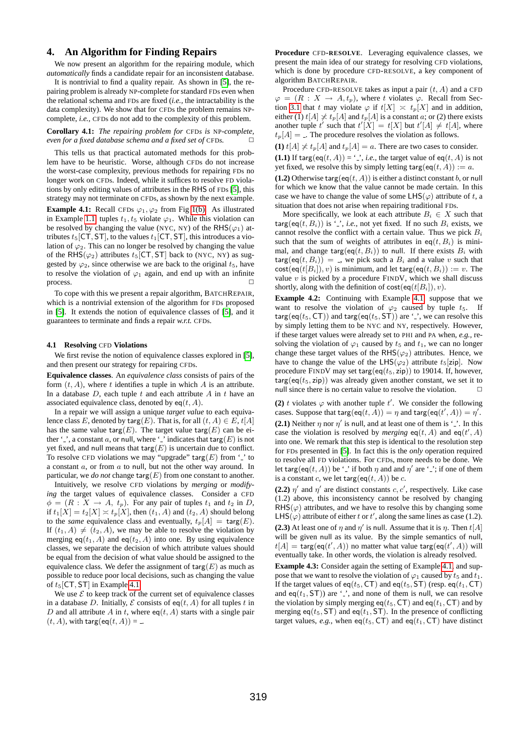## 4. An Algorithm for Finding Repairs

We now present an algorithm for the repairing module, which *automatically* finds a candidate repair for an inconsistent database.

It is nontrivial to find a quality repair. As shown in [5], the repairing problem is already NP-complete for standard FDs even when the relational schema and FDs are fixed (*i.e.*, the intractability is the data complexity). We show that for CFDs the problem remains NP-complete, *i.e.*, CFDs do not add to the complexity of this problem.

**Corollary 4.1:** *The repairing problem for* CFDs *is* NP*-complete, even for a fixed database schema and a fixed set of* CFDs. □

This tells us that practical automated methods for this problem have to be heuristic. Worse, although CFDs do not increase the worst-case complexity, previous methods for repairing FDs no longer work on CFDs. Indeed, while it suffices to resolve FD violations by only editing values of attributes in the RHS of FDs [5], this strategy may not terminate on CFDs, as shown by the next example.

**Example 4.1:** Recall CFDs $\varphi_1, \varphi_2$ from Fig 1(b). As illustrated in Example 1.1, tuples $t_1, t_5$ violate $\varphi_1$. While this violation can be resolved by changing the value (NYC, NY) of the $\mathsf{RHS}(\varphi_1)$ attributes $t_5[\mathsf{CT}, \mathsf{ST}]$, to the values $t_1[\mathsf{CT}, \mathsf{ST}]$, this introduces a violation of $\varphi_2$. This can no longer be resolved by changing the value of the $\mathsf{RHS}(\varphi_2)$ attributes $t_5[\mathsf{CT}, \mathsf{ST}]$ back to (NYC, NY) as suggested by $\varphi_2$, since otherwise we are back to the original $t_5$, have to resolve the violation of $\varphi_1$ again, and end up with an infinite process. □

To cope with this we present a repair algorithm, BATCHREPAIR, which is a nontrivial extension of the algorithm for FDs proposed in [5]. It extends the notion of equivalence classes of [5], and it guarantees to terminate and finds a repair *w.r.t.* CFDs.

### 4.1 Resolving CFD Violations

We first revise the notion of equivalence classes explored in [5], and then present our strategy for repairing CFDs.

**Equivalence classes**. An *equivalence class* consists of pairs of the form $(t, A)$, where $t$ identifies a tuple in which $A$ is an attribute. In a database $D$, each tuple $t$ and each attribute $A$ in $t$ have an associated equivalence class, denoted by $\mathsf{eq}(t, A)$.

In a repair we will assign a unique *target value* to each equivalence class $E$, denoted by $\mathsf{targ}(E)$. That is, for all $(t, A) \in E$, $t[A]$ has the same value $\mathsf{targ}(E)$. The target value $\mathsf{targ}(E)$ can be either '\_', a constant $a$, or null, where '\_' indicates that $\mathsf{targ}(E)$ is not yet fixed, and null means that $\mathsf{targ}(E)$ is uncertain due to conflict. To resolve CFD violations we may "upgrade" $\mathsf{targ}(E)$ from '\_' to a constant $a$, or from $a$ to null, but not the other way around. In particular, we *do not* change $\mathsf{targ}(E)$ from one constant to another.

Intuitively, we resolve CFD violations by *merging* or *modifying* the target values of equivalence classes. Consider a CFD $\phi = (R : X \to A,\ t_p)$. For any pair of tuples $t_1$ and $t_2$ in $D$, if $t_1[X] = t_2[X] \asymp t_p[X]$, then $(t_1, A)$ and $(t_2, A)$ should belong to the *same* equivalence class and eventually, $t_p[A] = \mathsf{targ}(E)$. If $(t_1, A) \neq (t_2, A)$, we may be able to resolve the violation by merging $\mathsf{eq}(t_1, A)$ and $\mathsf{eq}(t_2, A)$ into one. By using equivalence classes, we separate the decision of which attribute values should be equal from the decision of what value should be assigned to the equivalence class. We defer the assignment of $\mathsf{targ}(E)$ as much as possible to reduce poor local decisions, such as changing the value of $t_5[\mathsf{CT}, \mathsf{ST}]$ in Example 4.1.

We use $\mathcal{E}$ to keep track of the current set of equivalence classes in a database $D$. Initially, $\mathcal{E}$ consists of $\mathsf{eq}(t, A)$ for all tuples $t$ in $D$ and all attribute $A$ in $t$, where $\mathsf{eq}(t, A)$ starts with a single pair $(t, A)$, with $\mathsf{targ}(\mathsf{eq}(t, A))$ = \_.

**Procedure** CFD-**RESOLVE**. Leveraging equivalence classes, we present the main idea of our strategy for resolving CFD violations, which is done by procedure CFD-RESOLVE, a key component of algorithm BATCHREPAIR.

Procedure CFD-RESOLVE takes as input a pair $(t, A)$ and a CFD $\varphi = (R : X \to A, t_p)$, where $t$ violates $\varphi$. Recall from Section 3.1 that $t$ may violate $\varphi$ if $t[X] \asymp t_p[X]$ and in addition, either (1) $t[A] \not\asymp t_p[A]$ and $t_p[A]$ is a constant $a$; or (2) there exists another tuple $t'$ such that $t'[X] = t[X]$ but $t'[A] \neq t[A]$, where $t_p[A] =$ \_. The procedure resolves the violation as follows.

**(1)** $t[A] \not\asymp t_p[A]$ and $t_p[A] = a$. There are two cases to consider.

**(1.1)** If $\mathsf{targ}(\mathsf{eq}(t, A))$ = '\_', *i.e.*, the target value of $\mathsf{eq}(t, A)$ is not yet fixed, we resolve this by simply letting $\mathsf{targ}(\mathsf{eq}(t, A)) := a$.

**(1.2)** Otherwise $\mathsf{targ}(\mathsf{eq}(t, A))$ is either a distinct constant $b$, or null for which we know that the value cannot be made certain. In this case we have to change the value of some $\mathsf{LHS}(\varphi)$ attribute of $t$, a situation that does not arise when repairing traditional FDs.

More specifically, we look at each attribute $B_i \in X$ such that $\mathsf{targ}(\mathsf{eq}(t, B_i))$ is '\_', *i.e.*, not yet fixed. If no such $B_i$ exists, we cannot resolve the conflict with a certain value. Thus we pick $B_i$ such that the sum of weights of attributes in $\mathsf{eq}(t, B_i)$ is minimal, and change $\mathsf{targ}(\mathsf{eq}(t, B_i))$ to null. If there exists $B_i$ with $\mathsf{targ}(\mathsf{eq}(t, B_i)) =$ \_, we pick such a $B_i$ and a value $v$ such that $\mathsf{cost}(\mathsf{eq}(t[B_i]), v)$ is minimum, and let $\mathsf{targ}(\mathsf{eq}(t, B_i)) := v$. The value $v$ is picked by a procedure FINDV, which we shall discuss shortly, along with the definition of $\mathsf{cost}(\mathsf{eq}(t[B_i]), v)$.

**Example 4.2:** Continuing with Example 4.1, suppose that we want to resolve the violation of $\varphi_2$ caused by tuple $t_5$. If $\mathsf{targ}(\mathsf{eq}(t_5, \mathsf{CT}))$ and $\mathsf{targ}(\mathsf{eq}(t_5, \mathsf{ST}))$ are '\_', we can resolve this by simply letting them to be NYC and NY, respectively. However, if these target values were already set to PHI and PA when, *e.g.*, resolving the violation of $\varphi_1$ caused by $t_5$ and $t_1$, we can no longer change these target values of the $\mathsf{RHS}(\varphi_2)$ attributes. Hence, we have to change the value of the $\mathsf{LHS}(\varphi_2)$ attribute $t_5[\mathsf{zip}]$. Now procedure FINDV may set $\mathsf{targ}(\mathsf{eq}(t_5, \mathsf{zip}))$ to 19014. If, however, $\mathsf{targ}(\mathsf{eq}(t_5, \mathsf{zip}))$ was already given another constant, we set it to null since there is no certain value to resolve the violation. □

**(2)** $t$ violates $\varphi$ with another tuple $t'$. We consider the following cases. Suppose that $\mathsf{targ}(\mathsf{eq}(t, A)) = \eta$ and $\mathsf{targ}(\mathsf{eq}(t', A)) = \eta'$.

**(2.1)** Neither $\eta$ nor $\eta'$ is null, and at least one of them is '\_'. In this case the violation is resolved by *merging* $\mathsf{eq}(t, A)$ and $\mathsf{eq}(t', A)$ into one. We remark that this step is identical to the resolution step for FDs presented in [5]. In fact this is the *only* operation required to resolve all FD violations. For CFDs, more needs to be done. We let $\mathsf{targ}(\mathsf{eq}(t, A))$ be '\_' if both $\eta$ and $\eta'$ are '\_'; if one of them is a constant $c$, we let $\mathsf{targ}(\mathsf{eq}(t, A))$ be $c$.

**(2.2)** $\eta'$ and $\eta'$ are distinct constants $c, c'$, respectively. Like case (1.2) above, this inconsistency cannot be resolved by changing $\mathsf{RHS}(\varphi)$ attributes, and we have to resolve this by changing some $\mathsf{LHS}(\varphi)$ attribute of either $t$ or $t'$, along the same lines as case (1.2).

**(2.3)** At least one of $\eta$ and $\eta'$ is null. Assume that it is $\eta$. Then $t[A]$ will be given null as its value. By the simple semantics of null, $t[A] = \mathsf{targ}(\mathsf{eq}(t', A))$ no matter what value $\mathsf{targ}(\mathsf{eq}(t', A))$ will eventually take. In other words, the violation is already resolved.

**Example 4.3:** Consider again the setting of Example 4.1, and suppose that we want to resolve the violation of $\varphi_1$ caused by $t_5$ and $t_1$. If the target values of $\mathsf{eq}(t_5, \mathsf{CT})$ and $\mathsf{eq}(t_5, \mathsf{ST})$ (resp. $\mathsf{eq}(t_1, \mathsf{CT})$ and $\mathsf{eq}(t_1, \mathsf{ST})$) are '\_', and none of them is null, we can resolve the violation by simply merging $\mathsf{eq}(t_5, \mathsf{CT})$ and $\mathsf{eq}(t_1, \mathsf{CT})$ and by merging $\mathsf{eq}(t_5, \mathsf{ST})$ and $\mathsf{eq}(t_1, \mathsf{ST})$. In the presence of conflicting target values, *e.g.*, when $\mathsf{eq}(t_5, \mathsf{CT})$ and $\mathsf{eq}(t_1, \mathsf{CT})$ have distinct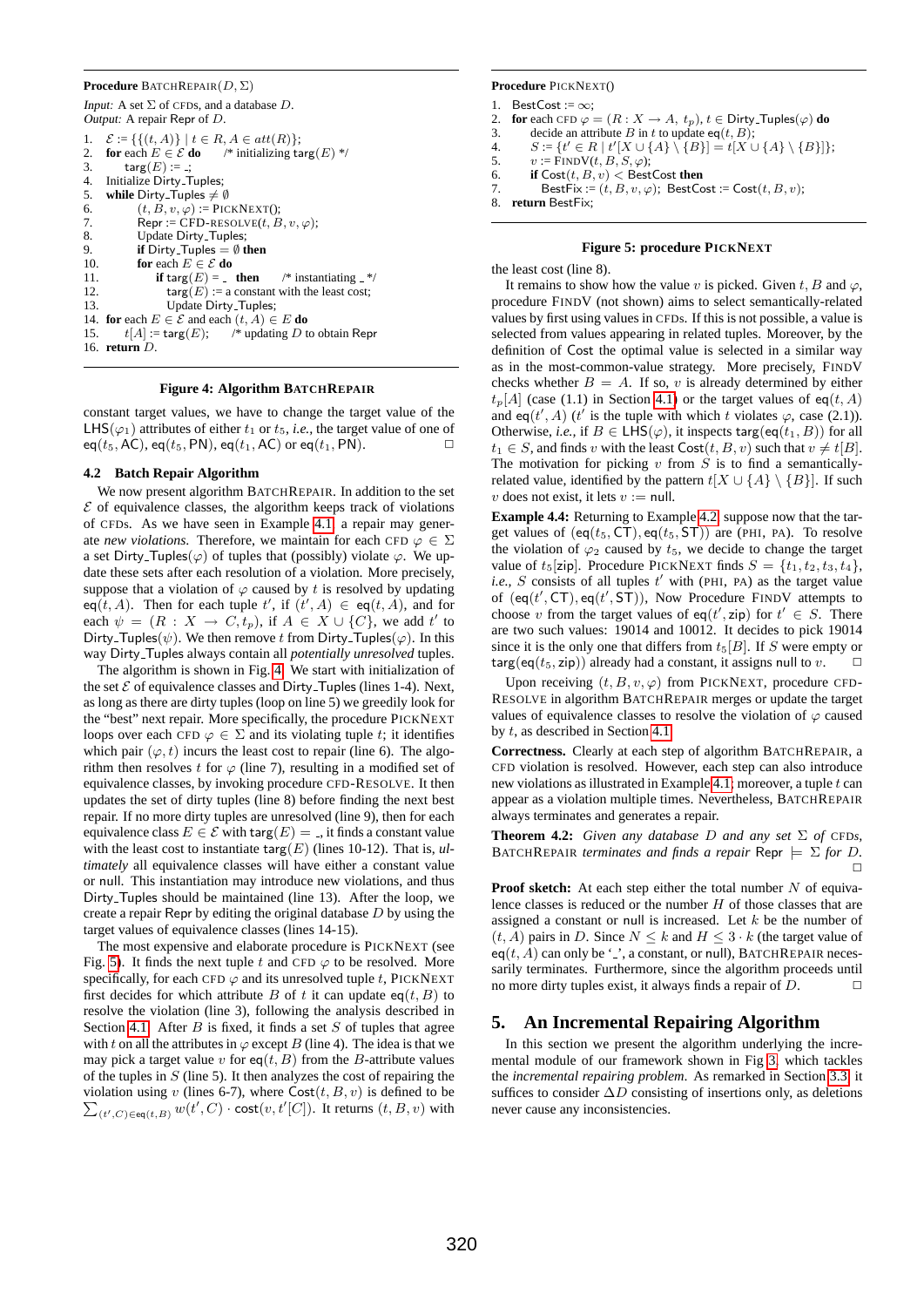**Procedure** BATCHREPAIR$(D, \Sigma)$

*Input:* A set $\Sigma$ of CFDs, and a database $D$.
*Output:* A repair Repr of $D$.

```
1.  E := {{(t, A)} | t ∈ R, A ∈ att(R)};
2.  for each E ∈ E do      /* initializing targ(E) */
3.      targ(E) := _;
4.  Initialize Dirty_Tuples;
5.  while Dirty_Tuples ≠ ∅
6.      (t, B, v, φ) := PICKNEXT();
7.      Repr := CFD-RESOLVE(t, B, v, φ);
8.      Update Dirty_Tuples;
9.      if Dirty_Tuples = ∅ then
10.         for each E ∈ E do
11.             if targ(E) = _ then     /* instantiating _ */
12.                 targ(E) := a constant with the least cost;
13.                 Update Dirty_Tuples;
14. for each E ∈ E and each (t, A) ∈ E do
15.     t[A] := targ(E);      /* updating D to obtain Repr
16. return D.
```

**Figure 4: Algorithm BATCHREPAIR**

constant target values, we have to change the target value of the LHS$(\varphi_1)$ attributes of either $t_1$ or $t_5$, *i.e.*, the target value of one of $\mathsf{eq}(t_5, \mathsf{AC})$, $\mathsf{eq}(t_5, \mathsf{PN})$, $\mathsf{eq}(t_1, \mathsf{AC})$ or $\mathsf{eq}(t_1, \mathsf{PN})$. $\square$

### 4.2 Batch Repair Algorithm

We now present algorithm BATCHREPAIR. In addition to the set $\mathcal{E}$ of equivalence classes, the algorithm keeps track of violations of CFDs. As we have seen in Example 4.1, a repair may generate *new violations*. Therefore, we maintain for each CFD $\varphi \in \Sigma$ a set Dirty_Tuples$(\varphi)$ of tuples that (possibly) violate $\varphi$. We update these sets after each resolution of a violation. More precisely, suppose that a violation of $\varphi$ caused by $t$ is resolved by updating $\mathsf{eq}(t, A)$. Then for each tuple $t'$, if $(t', A) \in \mathsf{eq}(t, A)$, and for each $\psi = (R : X \to C, t_p)$, if $A \in X \cup \{C\}$, we add $t'$ to Dirty_Tuples$(\psi)$. We then remove $t$ from Dirty_Tuples$(\varphi)$. In this way Dirty_Tuples always contain all *potentially unresolved* tuples.

The algorithm is shown in Fig. 4. We start with initialization of the set $\mathcal{E}$ of equivalence classes and Dirty_Tuples (lines 1-4). Next, as long as there are dirty tuples (loop on line 5) we greedily look for the "best" next repair. More specifically, the procedure PICKNEXT loops over each CFD $\varphi \in \Sigma$ and its violating tuple $t$; it identifies which pair $(\varphi, t)$ incurs the least cost to repair (line 6). The algorithm then resolves $t$ for $\varphi$ (line 7), resulting in a modified set of equivalence classes, by invoking procedure CFD-RESOLVE. It then updates the set of dirty tuples (line 8) before finding the next best repair. If no more dirty tuples are unresolved (line 9), then for each equivalence class $E \in \mathcal{E}$ with $\mathsf{targ}(E) = \_$, it finds a constant value with the least cost to instantiate $\mathsf{targ}(E)$ (lines 10-12). That is, *ultimately* all equivalence classes will have either a constant value or null. This instantiation may introduce new violations, and thus Dirty_Tuples should be maintained (line 13). After the loop, we create a repair Repr by editing the original database $D$ by using the target values of equivalence classes (lines 14-15).

The most expensive and elaborate procedure is PICKNEXT (see Fig. 5). It finds the next tuple $t$ and CFD $\varphi$ to be resolved. More specifically, for each CFD $\varphi$ and its unresolved tuple $t$, PICKNEXT first decides for which attribute $B$ of $t$ it can update $\mathsf{eq}(t, B)$ to resolve the violation (line 3), following the analysis described in Section 4.1. After $B$ is fixed, it finds a set $S$ of tuples that agree with $t$ on all the attributes in $\varphi$ except $B$ (line 4). The idea is that we may pick a target value $v$ for $\mathsf{eq}(t, B)$ from the $B$-attribute values of the tuples in $S$ (line 5). It then analyzes the cost of repairing the violation using $v$ (lines 6-7), where $\mathsf{Cost}(t, B, v)$ is defined to be $\sum_{(t',C) \in \mathsf{eq}(t,B)} w(t', C) \cdot \mathsf{cost}(v, t'[C])$. It returns $(t, B, v)$ with

**Procedure** PICKNEXT()

```
1.  BestCost := ∞;
2.  for each CFD φ = (R : X → A, t_p), t ∈ Dirty_Tuples(φ) do
3.      decide an attribute B in t to update eq(t, B);
4.      S := {t' ∈ R | t'[X ∪ {A} \ {B}] = t[X ∪ {A} \ {B}]};
5.      v := FINDV(t, B, S, φ);
6.      if Cost(t, B, v) < BestCost then
7.          BestFix := (t, B, v, φ); BestCost := Cost(t, B, v);
8.  return BestFix;
```

**Figure 5: procedure PICKNEXT**

the least cost (line 8).

It remains to show how the value $v$ is picked. Given $t, B$ and $\varphi$, procedure FINDV (not shown) aims to select semantically-related values by first using values in CFDs. If this is not possible, a value is selected from values appearing in related tuples. Moreover, by the definition of Cost the optimal value is selected in a similar way as in the most-common-value strategy. More precisely, FINDV checks whether $B = A$. If so, $v$ is already determined by either $t_p[A]$ (case (1.1) in Section 4.1) or the target values of $\mathsf{eq}(t, A)$ and $\mathsf{eq}(t', A)$ ($t'$ is the tuple with which $t$ violates $\varphi$, case (2.1)). Otherwise, *i.e.*, if $B \in \mathsf{LHS}(\varphi)$, it inspects $\mathsf{targ}(\mathsf{eq}(t_1, B))$ for all $t_1 \in S$, and finds $v$ with the least $\mathsf{Cost}(t, B, v)$ such that $v \neq t[B]$. The motivation for picking $v$ from $S$ is to find a semantically-related value, identified by the pattern $t[X \cup \{A\} \setminus \{B\}]$. If such $v$ does not exist, it lets $v := \mathsf{null}$.

**Example 4.4:** Returning to Example 4.2, suppose now that the target values of $(\mathsf{eq}(t_5, \mathsf{CT}), \mathsf{eq}(t_5, \mathsf{ST}))$ are (PHI, PA). To resolve the violation of $\varphi_2$ caused by $t_5$, we decide to change the target value of $t_5[\mathsf{zip}]$. Procedure PICKNEXT finds $S = \{t_1, t_2, t_3, t_4\}$, *i.e.*, $S$ consists of all tuples $t'$ with (PHI, PA) as the target value of $(\mathsf{eq}(t', \mathsf{CT}), \mathsf{eq}(t', \mathsf{ST}))$. Now Procedure FINDV attempts to choose $v$ from the target values of $\mathsf{eq}(t', \mathsf{zip})$ for $t' \in S$. There are two such values: 19014 and 10012. It decides to pick 19014 since it is the only one that differs from $t_5[B]$. If $S$ were empty or $\mathsf{targ}(\mathsf{eq}(t_5, \mathsf{zip}))$ already had a constant value, it assigns null to $v$. $\square$

Upon receiving $(t, B, v, \varphi)$ from PICKNEXT, procedure CFD-RESOLVE in algorithm BATCHREPAIR merges or update the target values of equivalence classes to resolve the violation of $\varphi$ caused by $t$, as described in Section 4.1.

**Correctness.** Clearly at each step of algorithm BATCHREPAIR, a CFD violation is resolved. However, each step can also introduce new violations as illustrated in Example 4.1; moreover, a tuple $t$ can appear as a violation multiple times. Nevertheless, BATCHREPAIR always terminates and generates a repair.

**Theorem 4.2:** *Given any database $D$ and any set $\Sigma$ of* CFDs, BATCHREPAIR *terminates and finds a repair* Repr $\models \Sigma$ *for $D$.* $\square$

**Proof sketch:** At each step either the total number $N$ of equivalence classes is reduced or the number $H$ of those classes that are assigned a constant or null is increased. Let $k$ be the number of $(t, A)$ pairs in $D$. Since $N \leq k$ and $H \leq 3 \cdot k$ (the target value of $\mathsf{eq}(t, A)$ can only be '_', a constant, or null), BATCHREPAIR necessarily terminates. Furthermore, since the algorithm proceeds until no more dirty tuples exist, it always finds a repair of $D$. $\square$

## 5. An Incremental Repairing Algorithm

In this section we present the algorithm underlying the incremental module of our framework shown in Fig 3, which tackles the *incremental repairing problem*. As remarked in Section 3.3, it suffices to consider $\Delta D$ consisting of insertions only, as deletions never cause any inconsistencies.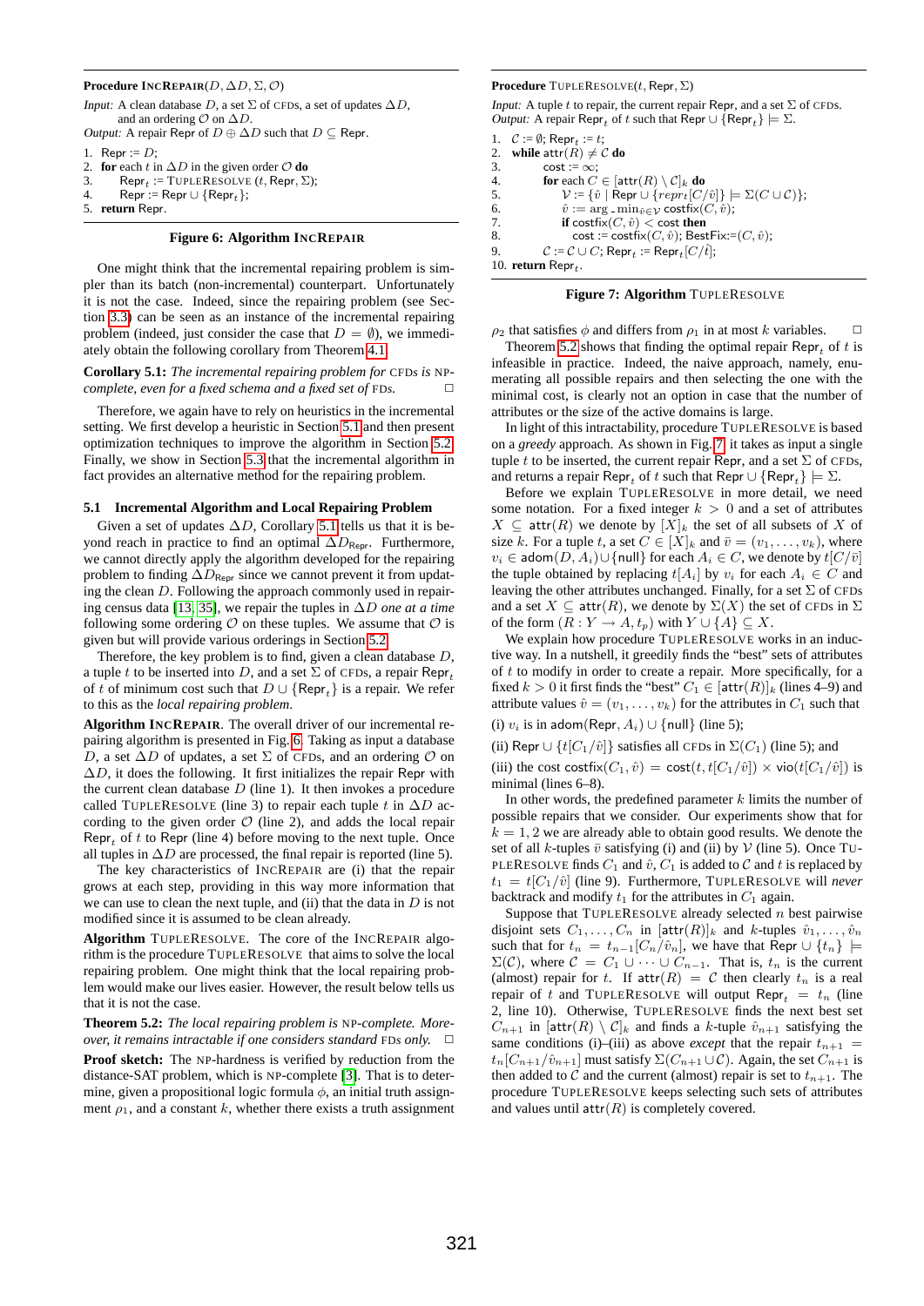**Procedure** INCREPAIR($D, \Delta D, \Sigma, \mathcal{O}$)

*Input:* A clean database $D$, a set $\Sigma$ of CFDs, a set of updates $\Delta D$, and an ordering $\mathcal{O}$ on $\Delta D$.
*Output:* A repair Repr of $D \oplus \Delta D$ such that $D \subseteq$ Repr.

```
1. Repr := D;
2. for each t in ΔD in the given order O do
3.     Repr_t := TUPLERESOLVE (t, Repr, Σ);
4.     Repr := Repr ∪ {Repr_t};
5. return Repr.
```

**Figure 6: Algorithm INCREPAIR**

One might think that the incremental repairing problem is simpler than its batch (non-incremental) counterpart. Unfortunately it is not the case. Indeed, since the repairing problem (see Section 3.3) can be seen as an instance of the incremental repairing problem (indeed, just consider the case that $D = \emptyset$), we immediately obtain the following corollary from Theorem 4.1.

**Corollary 5.1:** *The incremental repairing problem for* CFDs *is* NP-*complete, even for a fixed schema and a fixed set of* FDs. □

Therefore, we again have to rely on heuristics in the incremental setting. We first develop a heuristic in Section 5.1 and then present optimization techniques to improve the algorithm in Section 5.2. Finally, we show in Section 5.3 that the incremental algorithm in fact provides an alternative method for the repairing problem.

### 5.1 Incremental Algorithm and Local Repairing Problem

Given a set of updates $\Delta D$, Corollary 5.1 tells us that it is beyond reach in practice to find an optimal $\Delta D_{\mathsf{Repr}}$. Furthermore, we cannot directly apply the algorithm developed for the repairing problem to finding $\Delta D_{\mathsf{Repr}}$ since we cannot prevent it from updating the clean $D$. Following the approach commonly used in repairing census data [13, 35], we repair the tuples in $\Delta D$ *one at a time* following some ordering $\mathcal{O}$ on these tuples. We assume that $\mathcal{O}$ is given but will provide various orderings in Section 5.2.

Therefore, the key problem is to find, given a clean database $D$, a tuple $t$ to be inserted into $D$, and a set $\Sigma$ of CFDs, a repair $\mathsf{Repr}_t$ of $t$ of minimum cost such that $D \cup \{\mathsf{Repr}_t\}$ is a repair. We refer to this as the *local repairing problem*.

**Algorithm INCREPAIR**. The overall driver of our incremental repairing algorithm is presented in Fig. 6. Taking as input a database $D$, a set $\Delta D$ of updates, a set $\Sigma$ of CFDs, and an ordering $\mathcal{O}$ on $\Delta D$, it does the following. It first initializes the repair Repr with the current clean database $D$ (line 1). It then invokes a procedure called TUPLERESOLVE (line 3) to repair each tuple $t$ in $\Delta D$ according to the given order $\mathcal{O}$ (line 2), and adds the local repair $\mathsf{Repr}_t$ of $t$ to Repr (line 4) before moving to the next tuple. Once all tuples in $\Delta D$ are processed, the final repair is reported (line 5).

The key characteristics of INCREPAIR are (i) that the repair grows at each step, providing in this way more information that we can use to clean the next tuple, and (ii) that the data in $D$ is not modified since it is assumed to be clean already.

**Algorithm** TUPLERESOLVE. The core of the INCREPAIR algorithm is the procedure TUPLERESOLVE that aims to solve the local repairing problem. One might think that the local repairing problem would make our lives easier. However, the result below tells us that it is not the case.

**Theorem 5.2:** *The local repairing problem is* NP-*complete. Moreover, it remains intractable if one considers standard* FDs *only.* □

**Proof sketch:** The NP-hardness is verified by reduction from the distance-SAT problem, which is NP-complete [3]. That is to determine, given a propositional logic formula $\phi$, an initial truth assignment $\rho_1$, and a constant $k$, whether there exists a truth assignment $\rho_2$ that satisfies $\phi$ and differs from $\rho_1$ in at most $k$ variables. □

**Procedure** TUPLERESOLVE($t$, Repr, $\Sigma$)

*Input:* A tuple $t$ to repair, the current repair Repr, and a set $\Sigma$ of CFDs.
*Output:* A repair $\mathsf{Repr}_t$ of $t$ such that $\mathsf{Repr} \cup \{\mathsf{Repr}_t\} \models \Sigma$.

1. $\mathcal{C} := \emptyset$; $\mathsf{Repr}_t := t$;
2. **while** $\mathsf{attr}(R) \neq \mathcal{C}$ **do**
3. $\quad$ cost $:= \infty$;
4. $\quad$ **for** each $C \in [\mathsf{attr}(R) \setminus \mathcal{C}]_k$ **do**
5. $\quad\quad$ $\mathcal{V} := \{\bar{v} \mid \mathsf{Repr} \cup \{repr_t[C/\bar{v}]\} \models \Sigma(C \cup \mathcal{C})\}$;
6. $\quad\quad$ $\hat{v} := \arg\_\min_{\hat{v} \in \mathcal{V}} \mathsf{costfix}(C, \hat{v})$;
7. $\quad\quad$ **if** $\mathsf{costfix}(C, \hat{v}) <$ cost **then**
8. $\quad\quad\quad$ cost $:= \mathsf{costfix}(C, \hat{v})$; BestFix$:=(C, \hat{v})$;
9. $\quad$ $\mathcal{C} := \mathcal{C} \cup C$; $\mathsf{Repr}_t := \mathsf{Repr}_t[C/\hat{t}]$;
10. **return** $\mathsf{Repr}_t$.

**Figure 7: Algorithm TUPLERESOLVE**

Theorem 5.2 shows that finding the optimal repair $\mathsf{Repr}_t$ of $t$ is infeasible in practice. Indeed, the naive approach, namely, enumerating all possible repairs and then selecting the one with the minimal cost, is clearly not an option in case that the number of attributes or the size of the active domains is large.

In light of this intractability, procedure TUPLERESOLVE is based on a *greedy* approach. As shown in Fig. 7, it takes as input a single tuple $t$ to be inserted, the current repair Repr, and a set $\Sigma$ of CFDs, and returns a repair $\mathsf{Repr}_t$ of $t$ such that $\mathsf{Repr} \cup \{\mathsf{Repr}_t\} \models \Sigma$.

Before we explain TUPLERESOLVE in more detail, we need some notation. For a fixed integer $k > 0$ and a set of attributes $X \subseteq \mathsf{attr}(R)$ we denote by $[X]_k$ the set of all subsets of $X$ of size $k$. For a tuple $t$, a set $C \in [X]_k$ and $\bar{v} = (v_1, \ldots, v_k)$, where $v_i \in \mathsf{adom}(D, A_i) \cup \{\mathsf{null}\}$ for each $A_i \in C$, we denote by $t[C/\bar{v}]$ the tuple obtained by replacing $t[A_i]$ by $v_i$ for each $A_i \in C$ and leaving the other attributes unchanged. Finally, for a set $\Sigma$ of CFDs and a set $X \subseteq \mathsf{attr}(R)$, we denote by $\Sigma(X)$ the set of CFDs in $\Sigma$ of the form $(R : Y \to A, t_p)$ with $Y \cup \{A\} \subseteq X$.

We explain how procedure TUPLERESOLVE works in an inductive way. In a nutshell, it greedily finds the "best" sets of attributes of $t$ to modify in order to create a repair. More specifically, for a fixed $k > 0$ it first finds the "best" $C_1 \in [\mathsf{attr}(R)]_k$ (lines 4–9) and attribute values $\hat{v} = (v_1, \ldots, v_k)$ for the attributes in $C_1$ such that

(i) $v_i$ is in $\mathsf{adom}(\mathsf{Repr}, A_i) \cup \{\mathsf{null}\}$ (line 5);

(ii) $\mathsf{Repr} \cup \{t[C_1/\hat{v}]\}$ satisfies all CFDs in $\Sigma(C_1)$ (line 5); and

(iii) the cost $\mathsf{costfix}(C_1, \hat{v}) = \mathsf{cost}(t, t[C_1/\hat{v}]) \times \mathsf{vio}(t[C_1/\hat{v}])$ is minimal (lines 6–8).

In other words, the predefined parameter $k$ limits the number of possible repairs that we consider. Our experiments show that for $k = 1, 2$ we are already able to obtain good results. We denote the set of all $k$-tuples $\bar{v}$ satisfying (i) and (ii) by $\mathcal{V}$ (line 5). Once TUPLERESOLVE finds $C_1$ and $\hat{v}$, $C_1$ is added to $\mathcal{C}$ and $t$ is replaced by $t_1 = t[C_1/\hat{v}]$ (line 9). Furthermore, TUPLERESOLVE will *never* backtrack and modify $t_1$ for the attributes in $C_1$ again.

Suppose that TUPLERESOLVE already selected $n$ best pairwise disjoint sets $C_1, \ldots, C_n$ in $[\mathsf{attr}(R)]_k$ and $k$-tuples $\hat{v}_1, \ldots, \hat{v}_n$ such that for $t_n = t_{n-1}[C_n/\hat{v}_n]$, we have that $\mathsf{Repr} \cup \{t_n\} \models \Sigma(\mathcal{C})$, where $\mathcal{C} = C_1 \cup \cdots \cup C_{n-1}$. That is, $t_n$ is the current (almost) repair for $t$. If $\mathsf{attr}(R) = \mathcal{C}$ then clearly $t_n$ is a real repair of $t$ and TUPLERESOLVE will output $\mathsf{Repr}_t = t_n$ (line 2, line 10). Otherwise, TUPLERESOLVE finds the next best set $C_{n+1}$ in $[\mathsf{attr}(R) \setminus \mathcal{C}]_k$ and finds a $k$-tuple $\hat{v}_{n+1}$ satisfying the same conditions (i)–(iii) as above *except* that the repair $t_{n+1} = t_n[C_{n+1}/\hat{v}_{n+1}]$ must satisfy $\Sigma(C_{n+1} \cup \mathcal{C})$. Again, the set $C_{n+1}$ is then added to $\mathcal{C}$ and the current (almost) repair is set to $t_{n+1}$. The procedure TUPLERESOLVE keeps selecting such sets of attributes and values until $\mathsf{attr}(R)$ is completely covered.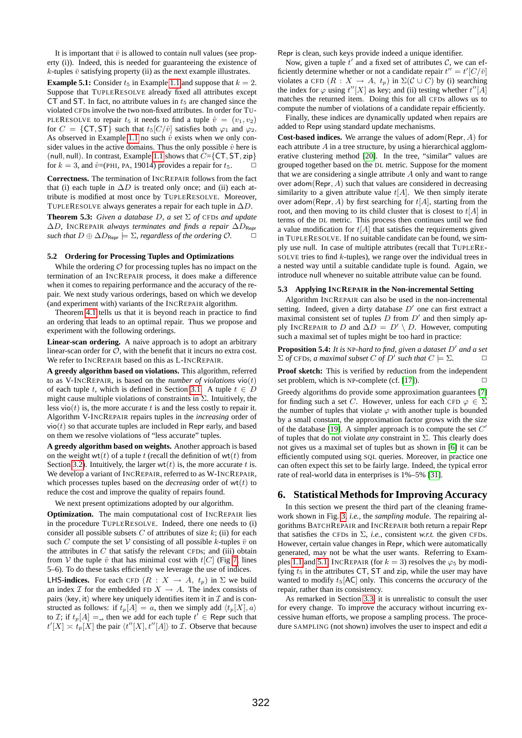It is important that $\bar{v}$ is allowed to contain null values (see property (i)). Indeed, this is needed for guaranteeing the existence of $k$-tuples $\bar{v}$ satisfying property (ii) as the next example illustrates.

**Example 5.1:** Consider $t_5$ in Example 1.1 and suppose that $k = 2$. Suppose that TUPLERESOLVE already fixed all attributes except CT and ST. In fact, no attribute values in $t_5$ are changed since the violated CFDs involve the two non-fixed attributes. In order for TUPLERESOLVE to repair $t_5$ it needs to find a tuple $\hat{v} = (v_1, v_2)$ for $C = \{\mathsf{CT}, \mathsf{ST}\}$ such that $t_5[C/\hat{v}]$ satisfies both $\varphi_1$ and $\varphi_2$. As observed in Example 1.1 no such $\hat{v}$ exists when we only consider values in the active domains. Thus the only possible $\hat{v}$ here is (null, null). In contrast, Example 1.1 shows that $C$={CT, ST, zip} for $k = 3$, and $\hat{v}$=(PHI, PA, 19014) provides a repair for $t_5$. □

**Correctness.** The termination of INCREPAIR follows from the fact that (i) each tuple in $\Delta D$ is treated only once; and (ii) each attribute is modified at most once by TUPLERESOLVE. Moreover, TUPLERESOLVE always generates a repair for each tuple in $\Delta D$.

**Theorem 5.3:** *Given a database $D$, a set $\Sigma$ of* CFDs *and update $\Delta D$,* INCREPAIR *always terminates and finds a repair $\Delta D_{\mathsf{Repr}}$ such that $D \oplus \Delta D_{\mathsf{Repr}} \models \Sigma$, regardless of the ordering $\mathcal{O}$.* □

### 5.2 Ordering for Processing Tuples and Optimizations

While the ordering $\mathcal{O}$ for processing tuples has no impact on the termination of an INCREPAIR process, it does make a difference when it comes to repairing performance and the accuracy of the repair. We next study various orderings, based on which we develop (and experiment with) variants of the INCREPAIR algorithm.

Theorem 4.1 tells us that it is beyond reach in practice to find an ordering that leads to an optimal repair. Thus we propose and experiment with the following orderings.

**Linear-scan ordering.** A naive approach is to adopt an arbitrary linear-scan order for $\mathcal{O}$, with the benefit that it incurs no extra cost. We refer to INCREPAIR based on this as L-INCREPAIR.

**A greedy algorithm based on violations.** This algorithm, referred to as V-INCREPAIR, is based on the *number of violations* $\mathsf{vio}(t)$ of each tuple $t$, which is defined in Section 3.1. A tuple $t \in D$ might cause multiple violations of constraints in $\Sigma$. Intuitively, the less $\mathsf{vio}(t)$ is, the more accurate $t$ is and the less costly to repair it. Algorithm V-INCREPAIR repairs tuples in the *increasing* order of $\mathsf{vio}(t)$ so that accurate tuples are included in Repr early, and based on them we resolve violations of "less accurate" tuples.

**A greedy algorithm based on weights.** Another approach is based on the weight $\mathsf{wt}(t)$ of a tuple $t$ (recall the definition of $\mathsf{wt}(t)$ from Section 3.2). Intuitively, the larger $\mathsf{wt}(t)$ is, the more accurate $t$ is. We develop a variant of INCREPAIR, referred to as W-INCREPAIR, which processes tuples based on the *decreasing* order of $\mathsf{wt}(t)$ to reduce the cost and improve the quality of repairs found.

We next present optimizations adopted by our algorithm.

**Optimization.** The main computational cost of INCREPAIR lies in the procedure TUPLERESOLVE. Indeed, there one needs to (i) consider all possible subsets $C$ of attributes of size $k$; (ii) for each such $C$ compute the set $\mathcal{V}$ consisting of all possible $k$-tuples $\bar{v}$ on the attributes in $C$ that satisfy the relevant CFDs; and (iii) obtain from $\mathcal{V}$ the tuple $\hat{v}$ that has minimal cost with $t[C]$ (Fig 7, lines 5–6). To do these tasks efficiently we leverage the use of indices.

**LHS-indices.** For each CFD $(R : X \to A,\ t_p)$ in $\Sigma$ we build an index $\mathcal{I}$ for the embedded FD $X \to A$. The index consists of pairs $\langle \mathsf{key}, \mathsf{it} \rangle$ where key uniquely identifies item it in $\mathcal{I}$ and is constructed as follows: if $t_p[A] = a$, then we simply add $\langle t_p[X], a \rangle$ to $\mathcal{I}$; if $t_p[A] = \_$, then we add for each tuple $t' \in$ Repr such that $t'[X] \asymp t_p[X]$ the pair $\langle t''[X], t''[A] \rangle$ to $\mathcal{I}$. Observe that because Repr is clean, such keys provide indeed a unique identifier.

Now, given a tuple $t'$ and a fixed set of attributes $\mathcal{C}$, we can efficiently determine whether or not a candidate repair $t'' = t'[C/\bar{v}]$ violates a CFD $(R : X \to A,\ t_p)$ in $\Sigma(\mathcal{C} \cup C)$ by (i) searching the index for $\varphi$ using $t''[X]$ as key; and (ii) testing whether $t''[A]$ matches the returned item. Doing this for all CFDs allows us to compute the number of violations of a candidate repair efficiently.

Finally, these indices are dynamically updated when repairs are added to Repr using standard update mechanisms.

**Cost-based indices.** We arrange the values of $\mathsf{adom}(\mathsf{Repr}, A)$ for each attribute $A$ in a tree structure, by using a hierarchical agglomerative clustering method [20]. In the tree, "similar" values are grouped together based on the DL metric. Suppose for the moment that we are considering a single attribute $A$ only and want to range over $\mathsf{adom}(\mathsf{Repr}, A)$ such that values are considered in decreasing similarity to a given attribute value $t[A]$. We then simply iterate over $\mathsf{adom}(\mathsf{Repr}, A)$ by first searching for $t[A]$, starting from the root, and then moving to its child cluster that is closest to $t[A]$ in terms of the DL metric. This process then continues until we find a value modification for $t[A]$ that satisfies the requirements given in TUPLERESOLVE. If no suitable candidate can be found, we simply use null. In case of multiple attributes (recall that TUPLERESOLVE tries to find $k$-tuples), we range over the individual trees in a nested way until a suitable candidate tuple is found. Again, we introduce null whenever no suitable attribute value can be found.

### 5.3 Applying INCREPAIR in the Non-incremental Setting

Algorithm INCREPAIR can also be used in the non-incremental setting. Indeed, given a dirty database $D'$ one can first extract a maximal consistent set of tuples $D$ from $D'$ and then simply apply INCREPAIR to $D$ and $\Delta D = D' \setminus D$. However, computing such a maximal set of tuples might be too hard in practice:

**Proposition 5.4:** *It is* NP*-hard to find, given a dataset $D'$ and a set $\Sigma$ of* CFDs*, a maximal subset $C$ of $D'$ such that $C \models \Sigma$.* □

**Proof sketch:** This is verified by reduction from the independent set problem, which is NP-complete (cf. [17]). □

Greedy algorithms do provide some approximation guarantees [7] for finding such a set $C$. However, unless for each CFD $\varphi \in \Sigma$ the number of tuples that violate $\varphi$ with another tuple is bounded by a small constant, the approximation factor grows with the size of the database [19]. A simpler approach is to compute the set $C'$ of tuples that do not violate *any* constraint in $\Sigma$. This clearly does not gives us a maximal set of tuples but as shown in [6] it can be efficiently computed using SQL queries. Moreover, in practice one can often expect this set to be fairly large. Indeed, the typical error rate of real-world data in enterprises is 1%–5% [31].

## 6. Statistical Methods for Improving Accuracy

In this section we present the third part of the cleaning framework shown in Fig. 3, *i.e.*, the *sampling module*. The repairing algorithms BATCHREPAIR and INCREPAIR both return a repair Repr that satisfies the CFDs in $\Sigma$, *i.e.*, consistent *w.r.t.* the given CFDs. However, certain value changes in Repr, which were automatically generated, may not be what the user wants. Referring to Examples 1.1 and 5.1, INCREPAIR (for $k = 3$) resolves the $\varphi_5$ by modifying $t_5$ in the attributes CT, ST and zip, while the user may have wanted to modify $t_5$[AC] only. This concerns the *accuracy* of the repair, rather than its consistency.

As remarked in Section 3.3, it is unrealistic to consult the user for every change. To improve the accuracy without incurring excessive human efforts, we propose a sampling process. The procedure SAMPLING (not shown) involves the user to inspect and edit *a*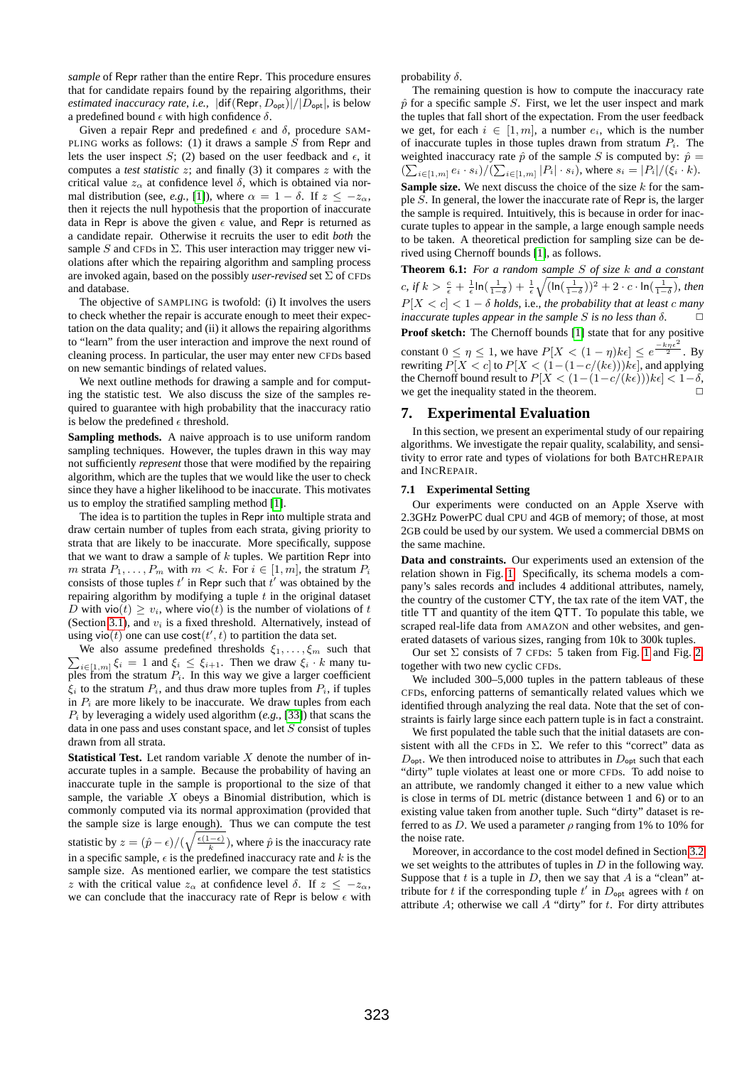*sample* of Repr rather than the entire Repr. This procedure ensures that for candidate repairs found by the repairing algorithms, their *estimated inaccuracy rate*, *i.e.*, $|\text{dif}(\text{Repr}, D_{\text{opt}})|/|D_{\text{opt}}|$, is below a predefined bound $\epsilon$ with high confidence $\delta$.

Given a repair Repr and predefined $\epsilon$ and $\delta$, procedure SAMPLING works as follows: (1) it draws a sample $S$ from Repr and lets the user inspect $S$; (2) based on the user feedback and $\epsilon$, it computes a *test statistic* $z$; and finally (3) it compares $z$ with the critical value $z_\alpha$ at confidence level $\delta$, which is obtained via normal distribution (see, *e.g.*, [1]), where $\alpha = 1 - \delta$. If $z \leq -z_\alpha$, then it rejects the null hypothesis that the proportion of inaccurate data in Repr is above the given $\epsilon$ value, and Repr is returned as a candidate repair. Otherwise it recruits the user to edit *both* the sample $S$ and CFDs in $\Sigma$. This user interaction may trigger new violations after which the repairing algorithm and sampling process are invoked again, based on the possibly *user-revised* set $\Sigma$ of CFDs and database.

The objective of SAMPLING is twofold: (i) It involves the users to check whether the repair is accurate enough to meet their expectation on the data quality; and (ii) it allows the repairing algorithms to "learn" from the user interaction and improve the next round of cleaning process. In particular, the user may enter new CFDs based on new semantic bindings of related values.

We next outline methods for drawing a sample and for computing the statistic test. We also discuss the size of the samples required to guarantee with high probability that the inaccuracy ratio is below the predefined $\epsilon$ threshold.

**Sampling methods.** A naive approach is to use uniform random sampling techniques. However, the tuples drawn in this way may not sufficiently *represent* those that were modified by the repairing algorithm, which are the tuples that we would like the user to check since they have a higher likelihood to be inaccurate. This motivates us to employ the stratified sampling method [1].

The idea is to partition the tuples in Repr into multiple strata and draw certain number of tuples from each strata, giving priority to strata that are likely to be inaccurate. More specifically, suppose that we want to draw a sample of $k$ tuples. We partition Repr into $m$ strata $P_1, \ldots, P_m$ with $m < k$. For $i \in [1, m]$, the stratum $P_i$ consists of those tuples $t'$ in Repr such that $t'$ was obtained by the repairing algorithm by modifying a tuple $t$ in the original dataset $D$ with $\text{vio}(t) \geq v_i$, where $\text{vio}(t)$ is the number of violations of $t$ (Section 3.1), and $v_i$ is a fixed threshold. Alternatively, instead of using $\text{vio}(t)$ one can use $\text{cost}(t', t)$ to partition the data set.

We also assume predefined thresholds $\xi_1, \ldots, \xi_m$ such that $\sum_{i\in[1,m]} \xi_i = 1$ and $\xi_i \leq \xi_{i+1}$. Then we draw $\xi_i \cdot k$ many tuples from the stratum $P_i$. In this way we give a larger coefficient $\xi_i$ to the stratum $P_i$, and thus draw more tuples from $P_i$, if tuples in $P_i$ are more likely to be inaccurate. We draw tuples from each $P_i$ by leveraging a widely used algorithm (*e.g.*, [33]) that scans the data in one pass and uses constant space, and let $S$ consist of tuples drawn from all strata.

**Statistical Test.** Let random variable $X$ denote the number of inaccurate tuples in a sample. Because the probability of having an inaccurate tuple in the sample is proportional to the size of that sample, the variable $X$ obeys a Binomial distribution, which is commonly computed via its normal approximation (provided that the sample size is large enough). Thus we can compute the test statistic by $z = (\hat{p} - \epsilon)/(\sqrt{\frac{\epsilon(1-\epsilon)}{k}})$, where $\hat{p}$ is the inaccuracy rate in a specific sample, $\epsilon$ is the predefined inaccuracy rate and $k$ is the sample size. As mentioned earlier, we compare the test statistics $z$ with the critical value $z_\alpha$ at confidence level $\delta$. If $z \leq -z_\alpha$, we can conclude that the inaccuracy rate of Repr is below $\epsilon$ with probability $\delta$.

The remaining question is how to compute the inaccuracy rate $\hat{p}$ for a specific sample $S$. First, we let the user inspect and mark the tuples that fall short of the expectation. From the user feedback we get, for each $i \in [1, m]$, a number $e_i$, which is the number of inaccurate tuples in those tuples drawn from stratum $P_i$. The weighted inaccuracy rate $\hat{p}$ of the sample $S$ is computed by: $\hat{p} = (\sum_{i\in[1,m]} e_i \cdot s_i)/(\sum_{i\in[1,m]} |P_i| \cdot s_i)$, where $s_i = |P_i|/(\xi_i \cdot k)$.

**Sample size.** We next discuss the choice of the size $k$ for the sample $S$. In general, the lower the inaccurate rate of Repr is, the larger the sample is required. Intuitively, this is because in order for inaccurate tuples to appear in the sample, a large enough sample needs to be taken. A theoretical prediction for sampling size can be derived using Chernoff bounds [1], as follows.

**Theorem 6.1:** *For a random sample $S$ of size $k$ and a constant $c$, if $k > \frac{c}{\epsilon} + \frac{1}{\epsilon}\ln(\frac{1}{1-\delta}) + \frac{1}{\epsilon}\sqrt{(\ln(\frac{1}{1-\delta}))^2 + 2 \cdot c \cdot \ln(\frac{1}{1-\delta})}$, then $P[X < c] < 1 - \delta$ holds,* i.e., *the probability that at least $c$ many inaccurate tuples appear in the sample $S$ is no less than $\delta$.* □

**Proof sketch:** The Chernoff bounds [1] state that for any positive constant $0 \leq \eta \leq 1$, we have $P[X < (1-\eta)k\epsilon] \leq e^{\frac{-k\eta\epsilon^2}{2}}$. By rewriting $P[X < c]$ to $P[X < (1-(1-c/(k\epsilon)))k\epsilon]$, and applying the Chernoff bound result to $P[X < (1-(1-c/(k\epsilon)))k\epsilon] < 1-\delta$, we get the inequality stated in the theorem. □

## 7. Experimental Evaluation

In this section, we present an experimental study of our repairing algorithms. We investigate the repair quality, scalability, and sensitivity to error rate and types of violations for both BATCHREPAIR and INCREPAIR.

### 7.1 Experimental Setting

Our experiments were conducted on an Apple Xserve with 2.3GHz PowerPC dual CPU and 4GB of memory; of those, at most 2GB could be used by our system. We used a commercial DBMS on the same machine.

**Data and constraints.** Our experiments used an extension of the relation shown in Fig. 1. Specifically, its schema models a company's sales records and includes 4 additional attributes, namely, the country of the customer CTY, the tax rate of the item VAT, the title TT and quantity of the item QTT. To populate this table, we scraped real-life data from AMAZON and other websites, and generated datasets of various sizes, ranging from 10k to 300k tuples.

Our set $\Sigma$ consists of 7 CFDs: 5 taken from Fig. 1 and Fig. 2, together with two new cyclic CFDs.

We included 300–5,000 tuples in the pattern tableaus of these CFDs, enforcing patterns of semantically related values which we identified through analyzing the real data. Note that the set of constraints is fairly large since each pattern tuple is in fact a constraint.

We first populated the table such that the initial datasets are consistent with all the CFDs in $\Sigma$. We refer to this "correct" data as $D_{\text{opt}}$. We then introduced noise to attributes in $D_{\text{opt}}$ such that each "dirty" tuple violates at least one or more CFDs. To add noise to an attribute, we randomly changed it either to a new value which is close in terms of DL metric (distance between 1 and 6) or to an existing value taken from another tuple. Such "dirty" dataset is referred to as $D$. We used a parameter $\rho$ ranging from 1% to 10% for the noise rate.

Moreover, in accordance to the cost model defined in Section 3.2 we set weights to the attributes of tuples in $D$ in the following way. Suppose that $t$ is a tuple in $D$, then we say that $A$ is a "clean" attribute for $t$ if the corresponding tuple $t'$ in $D_{\text{opt}}$ agrees with $t$ on attribute $A$; otherwise we call $A$ "dirty" for $t$. For dirty attributes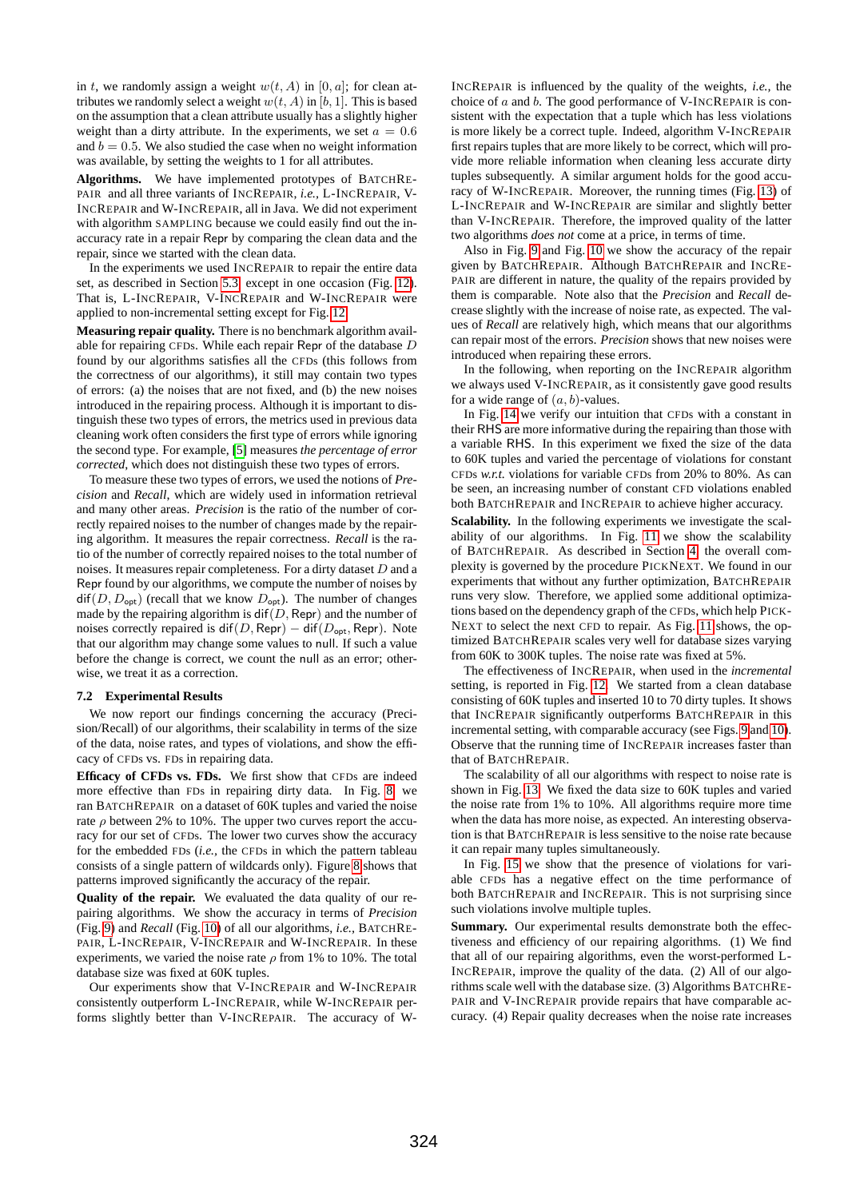in $t$, we randomly assign a weight $w(t, A)$ in $[0, a]$; for clean attributes we randomly select a weight $w(t, A)$ in $[b, 1]$. This is based on the assumption that a clean attribute usually has a slightly higher weight than a dirty attribute. In the experiments, we set $a = 0.6$ and $b = 0.5$. We also studied the case when no weight information was available, by setting the weights to 1 for all attributes.

**Algorithms.** We have implemented prototypes of BATCHREPAIR and all three variants of INCREPAIR, *i.e.,* L-INCREPAIR, V-INCREPAIR and W-INCREPAIR, all in Java. We did not experiment with algorithm SAMPLING because we could easily find out the inaccuracy rate in a repair Repr by comparing the clean data and the repair, since we started with the clean data.

In the experiments we used INCREPAIR to repair the entire data set, as described in Section 5.3, except in one occasion (Fig. 12). That is, L-INCREPAIR, V-INCREPAIR and W-INCREPAIR were applied to non-incremental setting except for Fig. 12.

**Measuring repair quality.** There is no benchmark algorithm available for repairing CFDs. While each repair Repr of the database $D$ found by our algorithms satisfies all the CFDs (this follows from the correctness of our algorithms), it still may contain two types of errors: (a) the noises that are not fixed, and (b) the new noises introduced in the repairing process. Although it is important to distinguish these two types of errors, the metrics used in previous data cleaning work often considers the first type of errors while ignoring the second type. For example, [5] measures *the percentage of error corrected*, which does not distinguish these two types of errors.

To measure these two types of errors, we used the notions of *Precision* and *Recall*, which are widely used in information retrieval and many other areas. *Precision* is the ratio of the number of correctly repaired noises to the number of changes made by the repairing algorithm. It measures the repair correctness. *Recall* is the ratio of the number of correctly repaired noises to the total number of noises. It measures repair completeness. For a dirty dataset $D$ and a Repr found by our algorithms, we compute the number of noises by $\mathsf{dif}(D, D_{\mathsf{opt}})$ (recall that we know $D_{\mathsf{opt}}$). The number of changes made by the repairing algorithm is $\mathsf{dif}(D, \mathsf{Repr})$ and the number of noises correctly repaired is $\mathsf{dif}(D, \mathsf{Repr}) - \mathsf{dif}(D_{\mathsf{opt}}, \mathsf{Repr})$. Note that our algorithm may change some values to null. If such a value before the change is correct, we count the null as an error; otherwise, we treat it as a correction.

### 7.2 Experimental Results

We now report our findings concerning the accuracy (Precision/Recall) of our algorithms, their scalability in terms of the size of the data, noise rates, and types of violations, and show the efficacy of CFDs vs. FDs in repairing data.

**Efficacy of CFDs vs. FDs.** We first show that CFDs are indeed more effective than FDs in repairing dirty data. In Fig. 8, we ran BATCHREPAIR on a dataset of 60K tuples and varied the noise rate $\rho$ between 2% to 10%. The upper two curves report the accuracy for our set of CFDs. The lower two curves show the accuracy for the embedded FDs (*i.e.,* the CFDs in which the pattern tableau consists of a single pattern of wildcards only). Figure 8 shows that patterns improved significantly the accuracy of the repair.

**Quality of the repair.** We evaluated the data quality of our repairing algorithms. We show the accuracy in terms of *Precision* (Fig. 9) and *Recall* (Fig. 10) of all our algorithms, *i.e.,* BATCHREPAIR, L-INCREPAIR, V-INCREPAIR and W-INCREPAIR. In these experiments, we varied the noise rate $\rho$ from 1% to 10%. The total database size was fixed at 60K tuples.

Our experiments show that V-INCREPAIR and W-INCREPAIR consistently outperform L-INCREPAIR, while W-INCREPAIR performs slightly better than V-INCREPAIR. The accuracy of W-INCREPAIR is influenced by the quality of the weights, *i.e.,* the choice of $a$ and $b$. The good performance of V-INCREPAIR is consistent with the expectation that a tuple which has less violations is more likely be a correct tuple. Indeed, algorithm V-INCREPAIR first repairs tuples that are more likely to be correct, which will provide more reliable information when cleaning less accurate dirty tuples subsequently. A similar argument holds for the good accuracy of W-INCREPAIR. Moreover, the running times (Fig. 13) of L-INCREPAIR and W-INCREPAIR are similar and slightly better than V-INCREPAIR. Therefore, the improved quality of the latter two algorithms *does not* come at a price, in terms of time.

Also in Fig. 9 and Fig. 10 we show the accuracy of the repair given by BATCHREPAIR. Although BATCHREPAIR and INCREPAIR are different in nature, the quality of the repairs provided by them is comparable. Note also that the *Precision* and *Recall* decrease slightly with the increase of noise rate, as expected. The values of *Recall* are relatively high, which means that our algorithms can repair most of the errors. *Precision* shows that new noises were introduced when repairing these errors.

In the following, when reporting on the INCREPAIR algorithm we always used V-INCREPAIR, as it consistently gave good results for a wide range of $(a, b)$-values.

In Fig. 14 we verify our intuition that CFDs with a constant in their RHS are more informative during the repairing than those with a variable RHS. In this experiment we fixed the size of the data to 60K tuples and varied the percentage of violations for constant CFDs *w.r.t.* violations for variable CFDs from 20% to 80%. As can be seen, an increasing number of constant CFD violations enabled both BATCHREPAIR and INCREPAIR to achieve higher accuracy.

**Scalability.** In the following experiments we investigate the scalability of our algorithms. In Fig. 11 we show the scalability of BATCHREPAIR. As described in Section 4, the overall complexity is governed by the procedure PICKNEXT. We found in our experiments that without any further optimization, BATCHREPAIR runs very slow. Therefore, we applied some additional optimizations based on the dependency graph of the CFDs, which help PICKNEXT to select the next CFD to repair. As Fig. 11 shows, the optimized BATCHREPAIR scales very well for database sizes varying from 60K to 300K tuples. The noise rate was fixed at 5%.

The effectiveness of INCREPAIR, when used in the *incremental* setting, is reported in Fig. 12. We started from a clean database consisting of 60K tuples and inserted 10 to 70 dirty tuples. It shows that INCREPAIR significantly outperforms BATCHREPAIR in this incremental setting, with comparable accuracy (see Figs. 9 and 10). Observe that the running time of INCREPAIR increases faster than that of BATCHREPAIR.

The scalability of all our algorithms with respect to noise rate is shown in Fig. 13. We fixed the data size to 60K tuples and varied the noise rate from 1% to 10%. All algorithms require more time when the data has more noise, as expected. An interesting observation is that BATCHREPAIR is less sensitive to the noise rate because it can repair many tuples simultaneously.

In Fig. 15 we show that the presence of violations for variable CFDs has a negative effect on the time performance of both BATCHREPAIR and INCREPAIR. This is not surprising since such violations involve multiple tuples.

**Summary.** Our experimental results demonstrate both the effectiveness and efficiency of our repairing algorithms. (1) We find that all of our repairing algorithms, even the worst-performed L-INCREPAIR, improve the quality of the data. (2) All of our algorithms scale well with the database size. (3) Algorithms BATCHREPAIR and V-INCREPAIR provide repairs that have comparable accuracy. (4) Repair quality decreases when the noise rate increases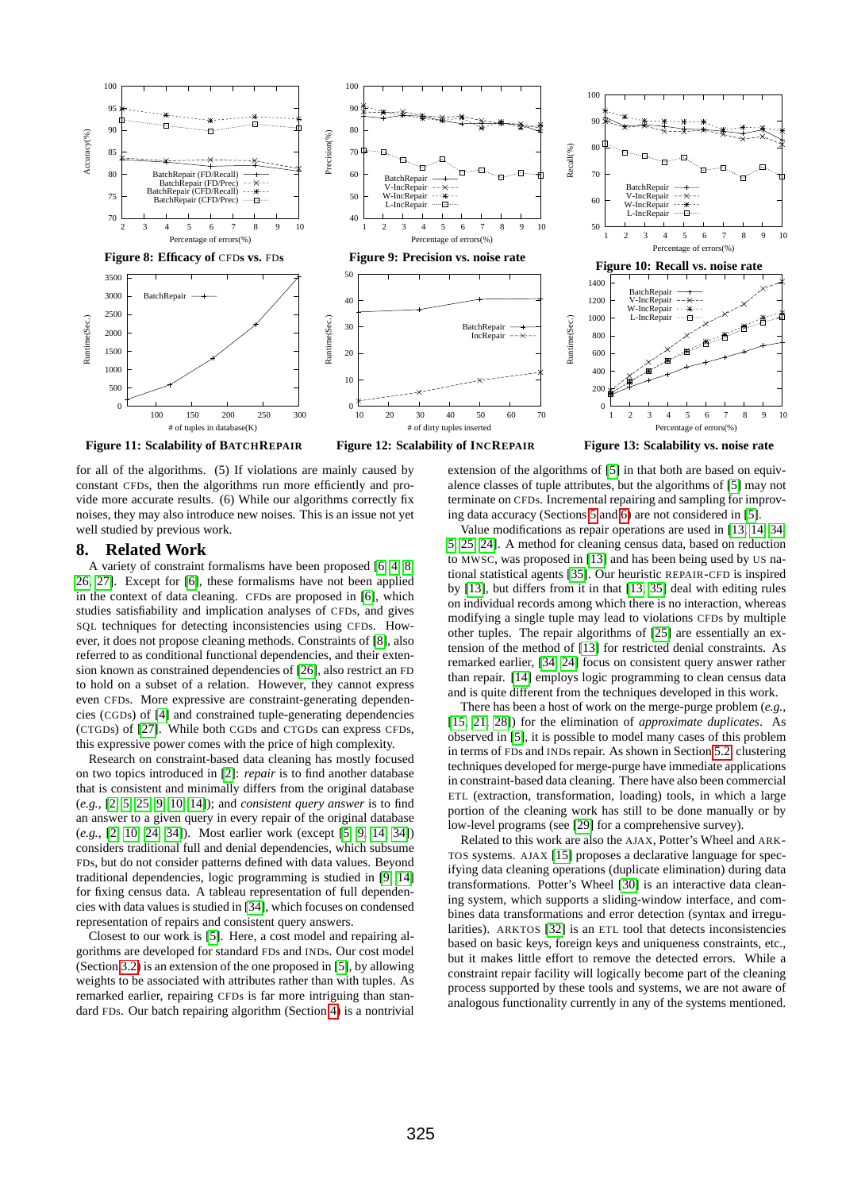Figure 8: Efficacy of CFDs vs. FDs

Figure 9: Precision vs. noise rate

Figure 10: Recall vs. noise rate

Figure 11: Scalability of BATCHREPAIR

Figure 12: Scalability of INCREPAIR

Figure 13: Scalability vs. noise rate

for all of the algorithms. (5) If violations are mainly caused by constant CFDs, then the algorithms run more efficiently and provide more accurate results. (6) While our algorithms correctly fix noises, they may also introduce new noises. This is an issue not yet well studied by previous work.

## 8. Related Work

A variety of constraint formalisms have been proposed [6, 4, 8, 26, 27]. Except for [6], these formalisms have not been applied in the context of data cleaning. CFDs are proposed in [6], which studies satisfiability and implication analyses of CFDs, and gives SQL techniques for detecting inconsistencies using CFDs. However, it does not propose cleaning methods. Constraints of [8], also referred to as conditional functional dependencies, and their extension known as constrained dependencies of [26], also restrict an FD to hold on a subset of a relation. However, they cannot express even CFDs. More expressive are constraint-generating dependencies (CGDs) of [4] and constrained tuple-generating dependencies (CTGDs) of [27]. While both CGDs and CTGDs can express CFDs, this expressive power comes with the price of high complexity.

Research on constraint-based data cleaning has mostly focused on two topics introduced in [2]: *repair* is to find another database that is consistent and minimally differs from the original database (*e.g.,* [2, 5, 25, 9, 10, 14]); and *consistent query answer* is to find an answer to a given query in every repair of the original database (*e.g.,* [2, 10, 24, 34]). Most earlier work (except [5, 9, 14, 34]) considers traditional full and denial dependencies, which subsume FDs, but do not consider patterns defined with data values. Beyond traditional dependencies, logic programming is studied in [9, 14] for fixing census data. A tableau representation of full dependencies with data values is studied in [34], which focuses on condensed representation of repairs and consistent query answers.

Closest to our work is [5]. Here, a cost model and repairing algorithms are developed for standard FDs and INDs. Our cost model (Section 3.2) is an extension of the one proposed in [5], by allowing weights to be associated with attributes rather than with tuples. As remarked earlier, repairing CFDs is far more intriguing than standard FDs. Our batch repairing algorithm (Section 4) is a nontrivial extension of the algorithms of [5] in that both are based on equivalence classes of tuple attributes, but the algorithms of [5] may not terminate on CFDs. Incremental repairing and sampling for improving data accuracy (Sections 5 and 6) are not considered in [5].

Value modifications as repair operations are used in [13, 14, 34, 5, 25, 24]. A method for cleaning census data, based on reduction to MWSC, was proposed in [13] and has been being used by US national statistical agents [35]. Our heuristic REPAIR-CFD is inspired by [13], but differs from it in that [13, 35] deal with editing rules on individual records among which there is no interaction, whereas modifying a single tuple may lead to violations CFDs by multiple other tuples. The repair algorithms of [25] are essentially an extension of the method of [13] for restricted denial constraints. As remarked earlier, [34, 24] focus on consistent query answer rather than repair. [14] employs logic programming to clean census data and is quite different from the techniques developed in this work.

There has been a host of work on the merge-purge problem (*e.g.,* [15, 21, 28]) for the elimination of *approximate duplicates*. As observed in [5], it is possible to model many cases of this problem in terms of FDs and INDs repair. As shown in Section 5.2, clustering techniques developed for merge-purge have immediate applications in constraint-based data cleaning. There have also been commercial ETL (extraction, transformation, loading) tools, in which a large portion of the cleaning work has still to be done manually or by low-level programs (see [29] for a comprehensive survey).

Related to this work are also the AJAX, Potter's Wheel and ARKTOS systems. AJAX [15] proposes a declarative language for specifying data cleaning operations (duplicate elimination) during data transformations. Potter's Wheel [30] is an interactive data cleaning system, which supports a sliding-window interface, and combines data transformations and error detection (syntax and irregularities). ARKTOS [32] is an ETL tool that detects inconsistencies based on basic keys, foreign keys and uniqueness constraints, etc., but it makes little effort to remove the detected errors. While a constraint repair facility will logically become part of the cleaning process supported by these tools and systems, we are not aware of analogous functionality currently in any of the systems mentioned.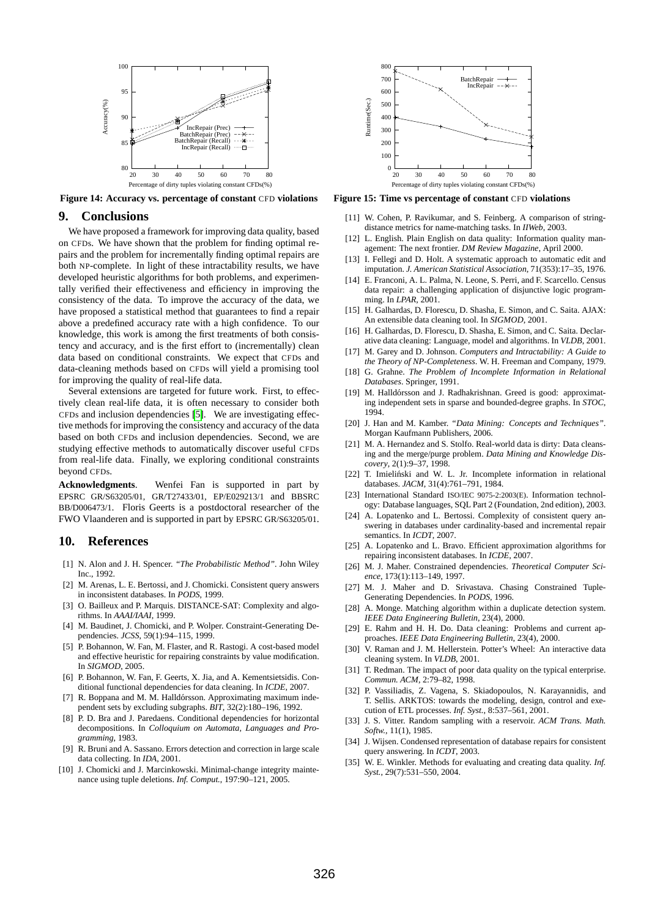100
95
90
85
80
20 30 40 50 60 70 80
Accuracy(%)
Percentage of dirty tuples violating constant CFDs(%)
IncRepair (Prec)
BatchRepair (Prec)
BatchRepair (Recall)
IncRepair (Recall)

**Figure 14: Accuracy vs. percentage of constant CFD violations**

800
700
600
500
400
300
200
100
0
20 30 40 50 60 70 80
Runtime(Sec.)
Percentage of dirty tuples violating constant CFDs(%)
BatchRepair
IncRepair

**Figure 15: Time vs percentage of constant CFD violations**

## 9. Conclusions

We have proposed a framework for improving data quality, based on CFDs. We have shown that the problem for finding optimal repairs and the problem for incrementally finding optimal repairs are both NP-complete. In light of these intractability results, we have developed heuristic algorithms for both problems, and experimentally verified their effectiveness and efficiency in improving the consistency of the data. To improve the accuracy of the data, we have proposed a statistical method that guarantees to find a repair above a predefined accuracy rate with a high confidence. To our knowledge, this work is among the first treatments of both consistency and accuracy, and is the first effort to (incrementally) clean data based on conditional constraints. We expect that CFDs and data-cleaning methods based on CFDs will yield a promising tool for improving the quality of real-life data.

Several extensions are targeted for future work. First, to effectively clean real-life data, it is often necessary to consider both CFDs and inclusion dependencies [5]. We are investigating effective methods for improving the consistency and accuracy of the data based on both CFDs and inclusion dependencies. Second, we are studying effective methods to automatically discover useful CFDs from real-life data. Finally, we exploring conditional constraints beyond CFDs.

**Acknowledgments**. Wenfei Fan is supported in part by EPSRC GR/S63205/01, GR/T27433/01, EP/E029213/1 and BBSRC BB/D006473/1. Floris Geerts is a postdoctoral researcher of the FWO Vlaanderen and is supported in part by EPSRC GR/S63205/01.

## 10. References

[1] N. Alon and J. H. Spencer. *"The Probabilistic Method"*. John Wiley Inc., 1992.

[2] M. Arenas, L. E. Bertossi, and J. Chomicki. Consistent query answers in inconsistent databases. In *PODS*, 1999.

[3] O. Bailleux and P. Marquis. DISTANCE-SAT: Complexity and algorithms. In *AAAI/IAAI*, 1999.

[4] M. Baudinet, J. Chomicki, and P. Wolper. Constraint-Generating Dependencies. *JCSS*, 59(1):94–115, 1999.

[5] P. Bohannon, W. Fan, M. Flaster, and R. Rastogi. A cost-based model and effective heuristic for repairing constraints by value modification. In *SIGMOD*, 2005.

[6] P. Bohannon, W. Fan, F. Geerts, X. Jia, and A. Kementsietsidis. Conditional functional dependencies for data cleaning. In *ICDE*, 2007.

[7] R. Boppana and M. M. Halldórsson. Approximating maximum independent sets by excluding subgraphs. *BIT*, 32(2):180–196, 1992.

[8] P. D. Bra and J. Paredaens. Conditional dependencies for horizontal decompositions. In *Colloquium on Automata, Languages and Programming*, 1983.

[9] R. Bruni and A. Sassano. Errors detection and correction in large scale data collecting. In *IDA*, 2001.

[10] J. Chomicki and J. Marcinkowski. Minimal-change integrity maintenance using tuple deletions. *Inf. Comput.*, 197:90–121, 2005.

[11] W. Cohen, P. Ravikumar, and S. Feinberg. A comparison of string-distance metrics for name-matching tasks. In *IIWeb*, 2003.

[12] L. English. Plain English on data quality: Information quality management: The next frontier. *DM Review Magazine*, April 2000.

[13] I. Fellegi and D. Holt. A systematic approach to automatic edit and imputation. *J. American Statistical Association*, 71(353):17–35, 1976.

[14] E. Franconi, A. L. Palma, N. Leone, S. Perri, and F. Scarcello. Census data repair: a challenging application of disjunctive logic programming. In *LPAR*, 2001.

[15] H. Galhardas, D. Florescu, D. Shasha, E. Simon, and C. Saita. AJAX: An extensible data cleaning tool. In *SIGMOD*, 2001.

[16] H. Galhardas, D. Florescu, D. Shasha, E. Simon, and C. Saita. Declarative data cleaning: Language, model and algorithms. In *VLDB*, 2001.

[17] M. Garey and D. Johnson. *Computers and Intractability: A Guide to the Theory of NP-Completeness*. W. H. Freeman and Company, 1979.

[18] G. Grahne. *The Problem of Incomplete Information in Relational Databases*. Springer, 1991.

[19] M. Halldórsson and J. Radhakrishnan. Greed is good: approximating independent sets in sparse and bounded-degree graphs. In *STOC*, 1994.

[20] J. Han and M. Kamber. *"Data Mining: Concepts and Techniques"*. Morgan Kaufmann Publishers, 2006.

[21] M. A. Hernandez and S. Stolfo. Real-world data is dirty: Data cleansing and the merge/purge problem. *Data Mining and Knowledge Discovery*, 2(1):9–37, 1998.

[22] T. Imieliński and W. L. Jr. Incomplete information in relational databases. *JACM*, 31(4):761–791, 1984.

[23] International Standard ISO/IEC 9075-2:2003(E). Information technology: Database languages, SQL Part 2 (Foundation, 2nd edition), 2003.

[24] A. Lopatenko and L. Bertossi. Complexity of consistent query answering in databases under cardinality-based and incremental repair semantics. In *ICDT*, 2007.

[25] A. Lopatenko and L. Bravo. Efficient approximation algorithms for repairing inconsistent databases. In *ICDE*, 2007.

[26] M. J. Maher. Constrained dependencies. *Theoretical Computer Science*, 173(1):113–149, 1997.

[27] M. J. Maher and D. Srivastava. Chasing Constrained Tuple-Generating Dependencies. In *PODS*, 1996.

[28] A. Monge. Matching algorithm within a duplicate detection system. *IEEE Data Engineering Bulletin*, 23(4), 2000.

[29] E. Rahm and H. H. Do. Data cleaning: Problems and current approaches. *IEEE Data Engineering Bulletin*, 23(4), 2000.

[30] V. Raman and J. M. Hellerstein. Potter's Wheel: An interactive data cleaning system. In *VLDB*, 2001.

[31] T. Redman. The impact of poor data quality on the typical enterprise. *Commun. ACM*, 2:79–82, 1998.

[32] P. Vassiliadis, Z. Vagena, S. Skiadopoulos, N. Karayannidis, and T. Sellis. ARKTOS: towards the modeling, design, control and execution of ETL processes. *Inf. Syst.*, 8:537–561, 2001.

[33] J. S. Vitter. Random sampling with a reservoir. *ACM Trans. Math. Softw.*, 11(1), 1985.

[34] J. Wijsen. Condensed representation of database repairs for consistent query answering. In *ICDT*, 2003.

[35] W. E. Winkler. Methods for evaluating and creating data quality. *Inf. Syst.*, 29(7):531–550, 2004.